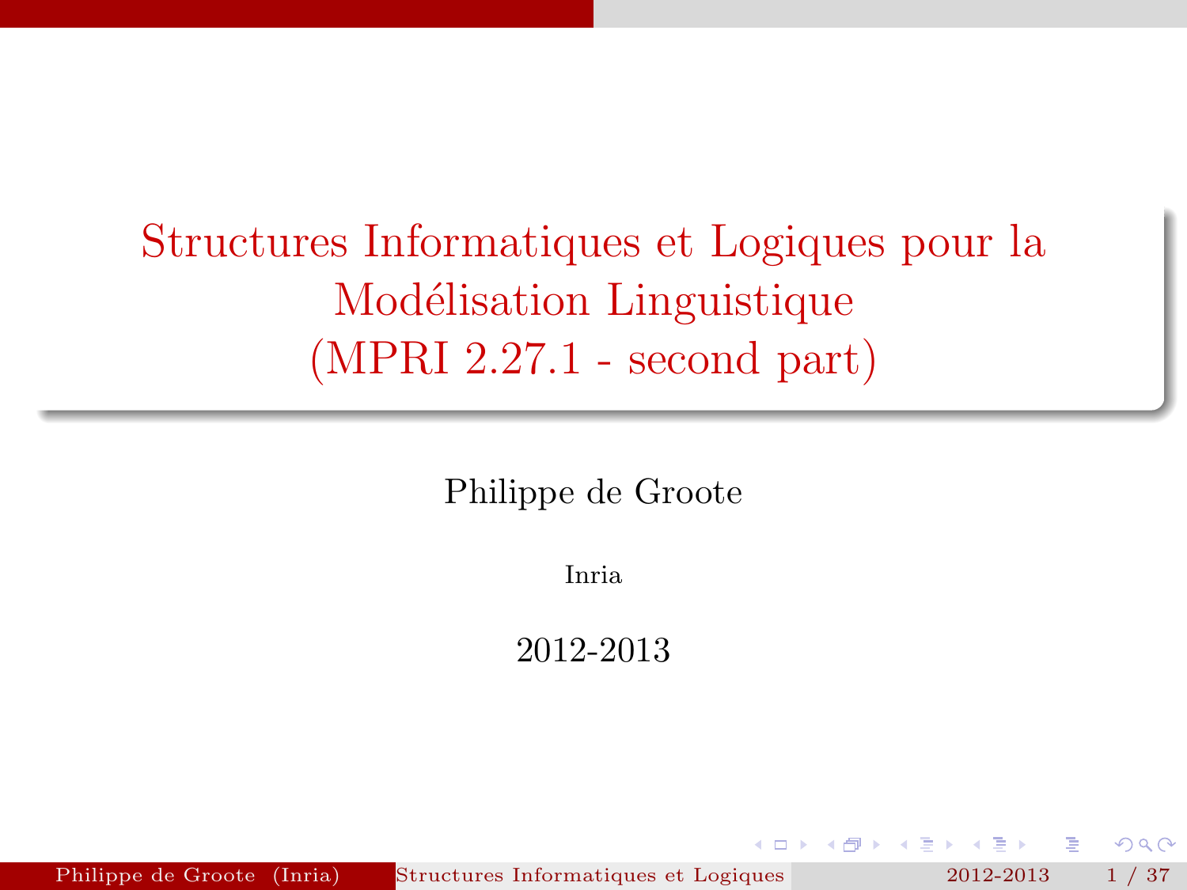# Structures Informatiques et Logiques pour la Modélisation Linguistique (MPRI 2.27.1 - second part)

Philippe de Groote

Inria

2012-2013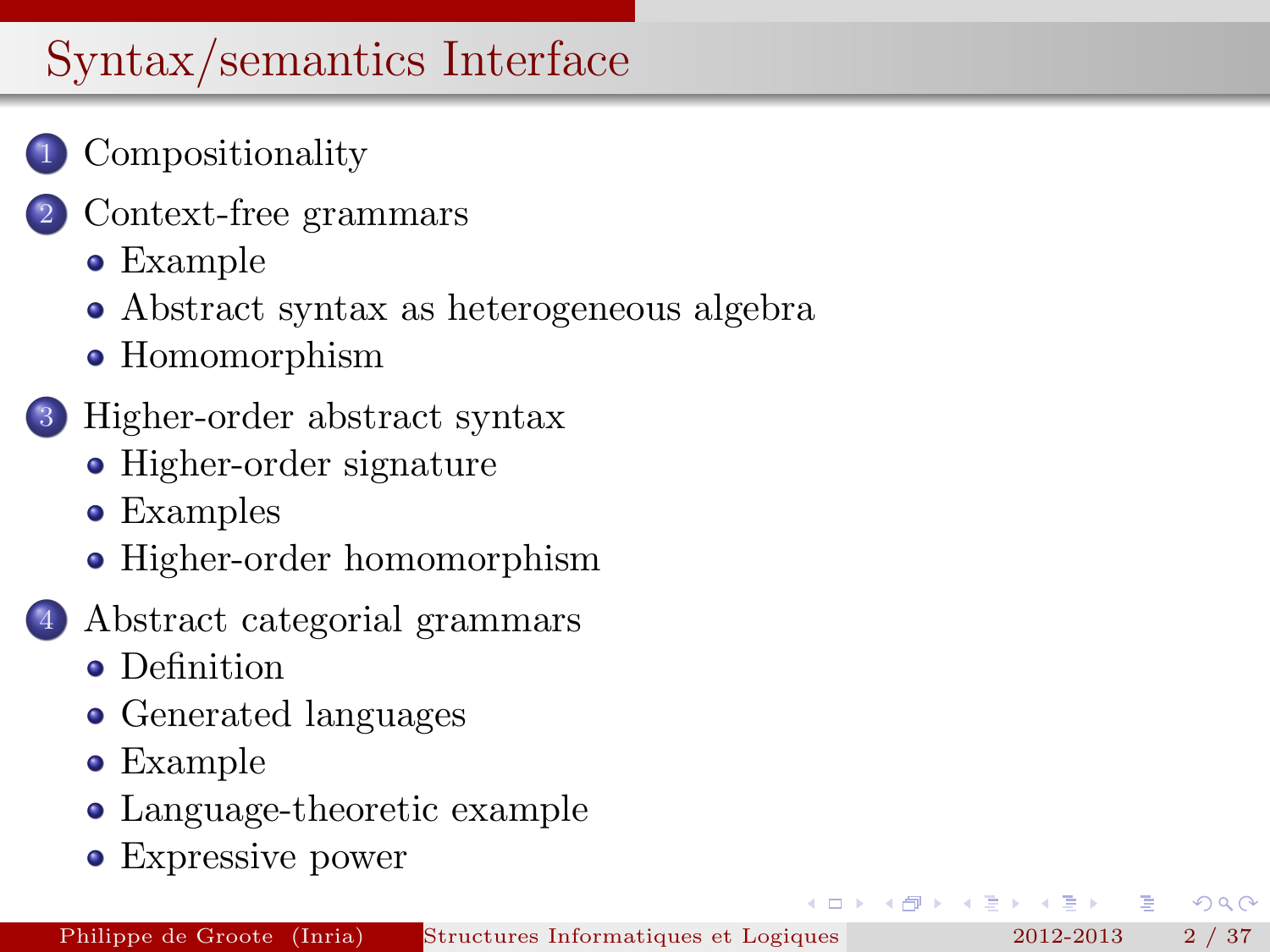# Syntax/semantics Interface

1. Compositionality
2. Context-free grammars
   - Example
   - Abstract syntax as heterogeneous algebra
   - Homomorphism
3. Higher-order abstract syntax
   - Higher-order signature
   - Examples
   - Higher-order homomorphism
4. Abstract categorial grammars
   - Definition
   - Generated languages
   - Example
   - Language-theoretic example
   - Expressive power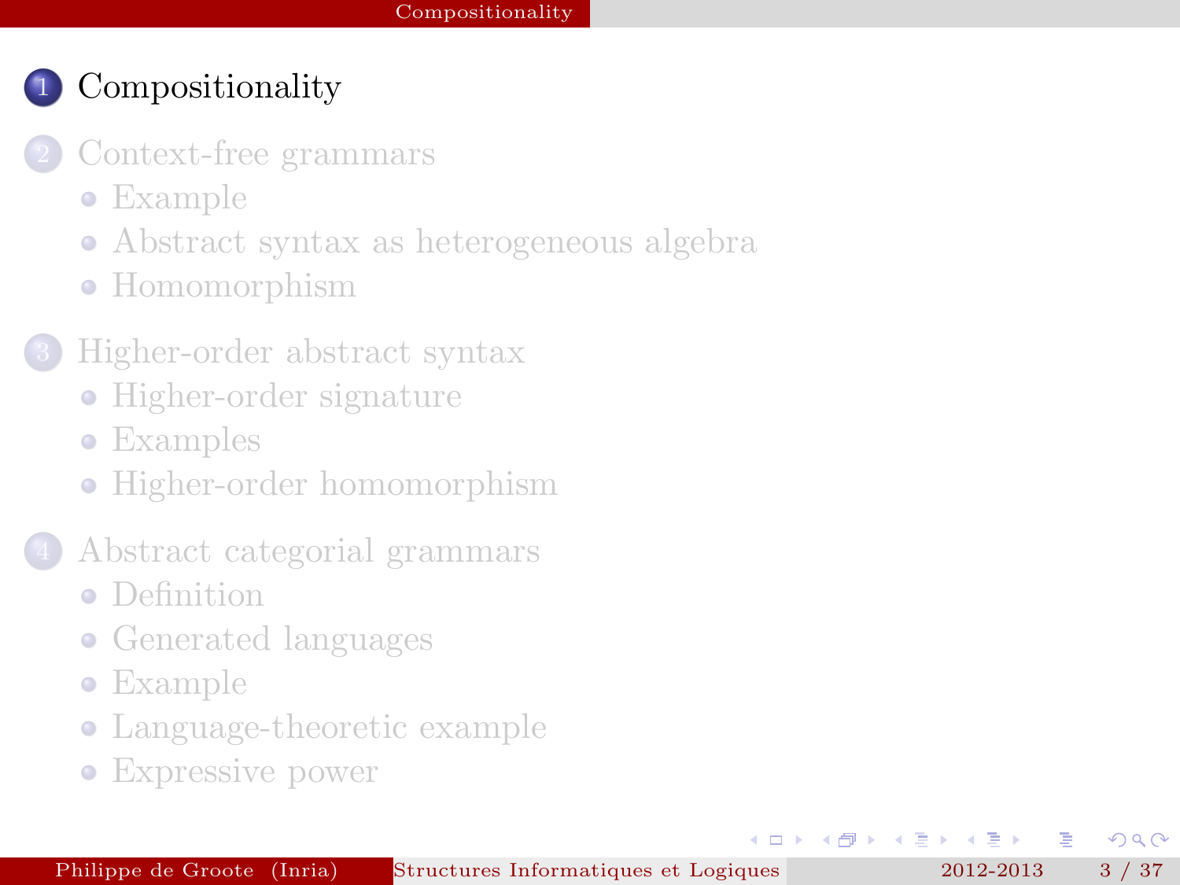1. Compositionality
2. Context-free grammars
   - Example
   - Abstract syntax as heterogeneous algebra
   - Homomorphism
3. Higher-order abstract syntax
   - Higher-order signature
   - Examples
   - Higher-order homomorphism
4. Abstract categorial grammars
   - Definition
   - Generated languages
   - Example
   - Language-theoretic example
   - Expressive power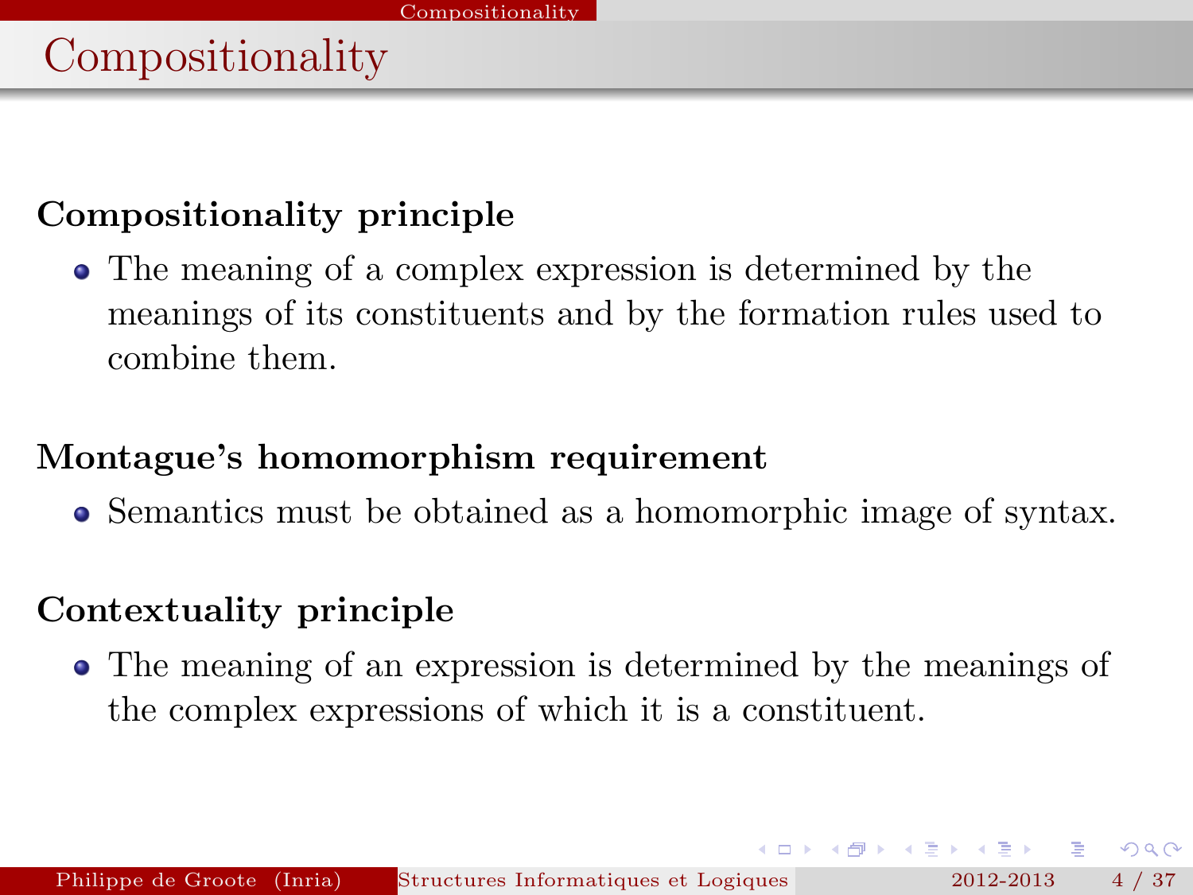# Compositionality

**Compositionality principle**

- The meaning of a complex expression is determined by the meanings of its constituents and by the formation rules used to combine them.

**Montague's homomorphism requirement**

- Semantics must be obtained as a homomorphic image of syntax.

**Contextuality principle**

- The meaning of an expression is determined by the meanings of the complex expressions of which it is a constituent.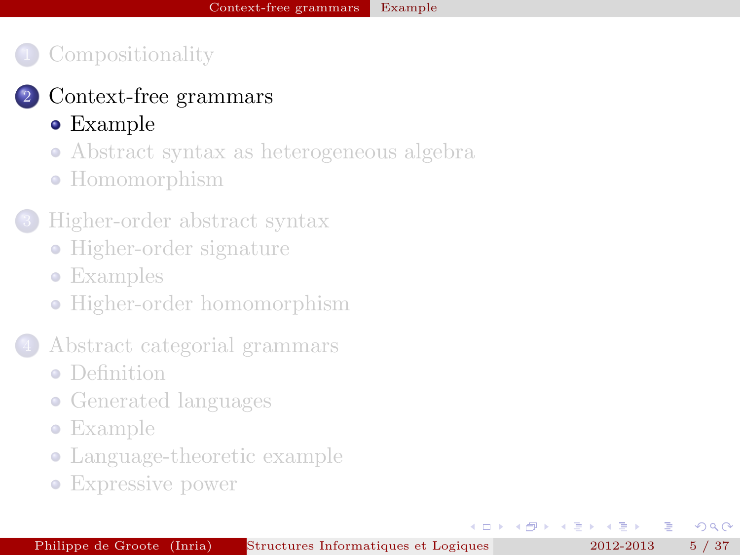1. Compositionality
2. Context-free grammars
   - Example
   - Abstract syntax as heterogeneous algebra
   - Homomorphism
3. Higher-order abstract syntax
   - Higher-order signature
   - Examples
   - Higher-order homomorphism
4. Abstract categorial grammars
   - Definition
   - Generated languages
   - Example
   - Language-theoretic example
   - Expressive power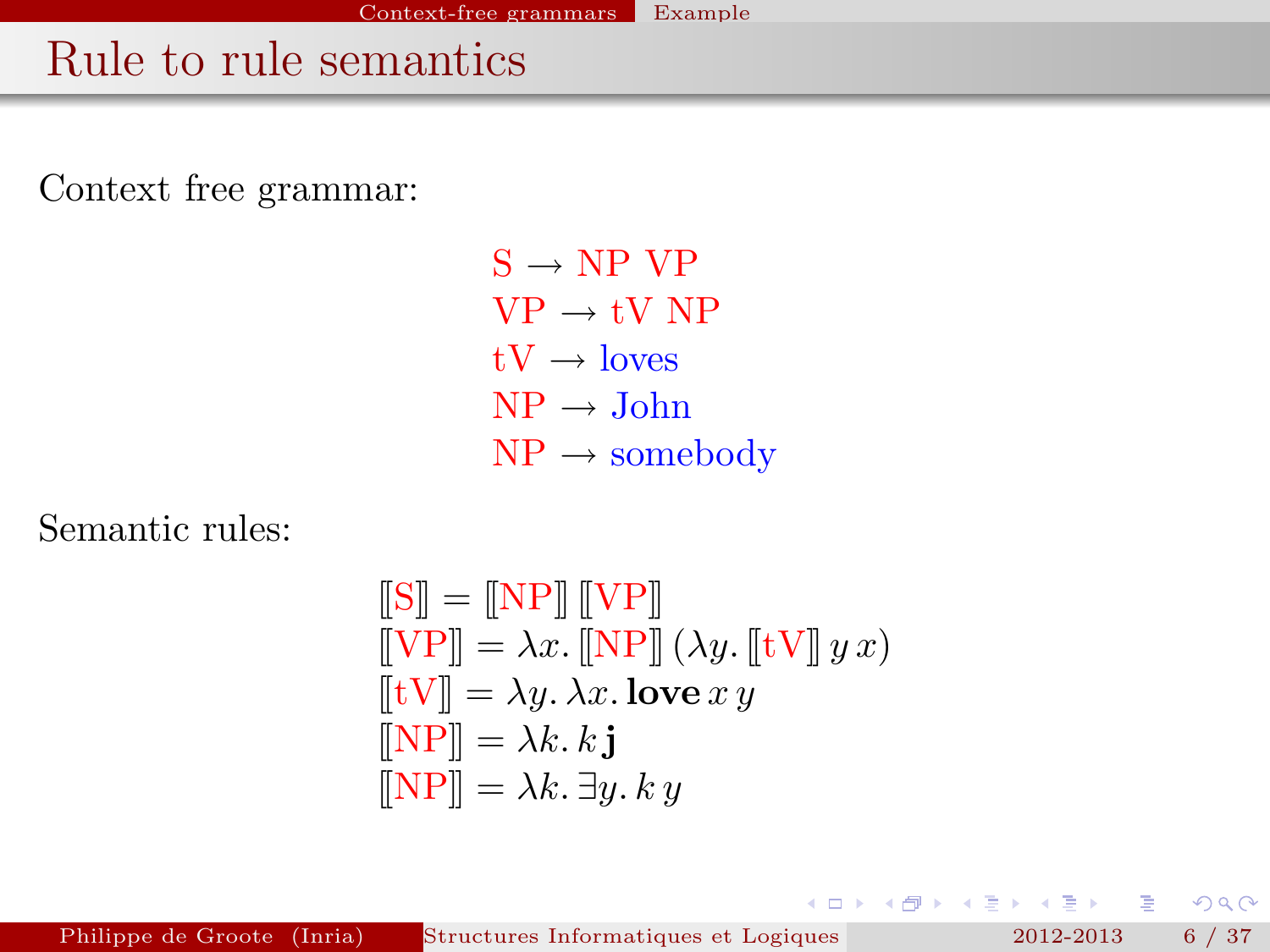# Rule to rule semantics

Context free grammar:

$$
\begin{aligned}
&\text{S} \rightarrow \text{NP VP} \\
&\text{VP} \rightarrow \text{tV NP} \\
&\text{tV} \rightarrow \text{loves} \\
&\text{NP} \rightarrow \text{John} \\
&\text{NP} \rightarrow \text{somebody}
\end{aligned}
$$

Semantic rules:

$$
\begin{aligned}
&[\![\text{S}]\!] = [\![\text{NP}]\!]\, [\![\text{VP}]\!] \\
&[\![\text{VP}]\!] = \lambda x.\, [\![\text{NP}]\!]\, (\lambda y.\, [\![\text{tV}]\!]\, y\, x) \\
&[\![\text{tV}]\!] = \lambda y.\, \lambda x.\, \mathbf{love}\, x\, y \\
&[\![\text{NP}]\!] = \lambda k.\, k\, \mathbf{j} \\
&[\![\text{NP}]\!] = \lambda k.\, \exists y.\, k\, y
\end{aligned}
$$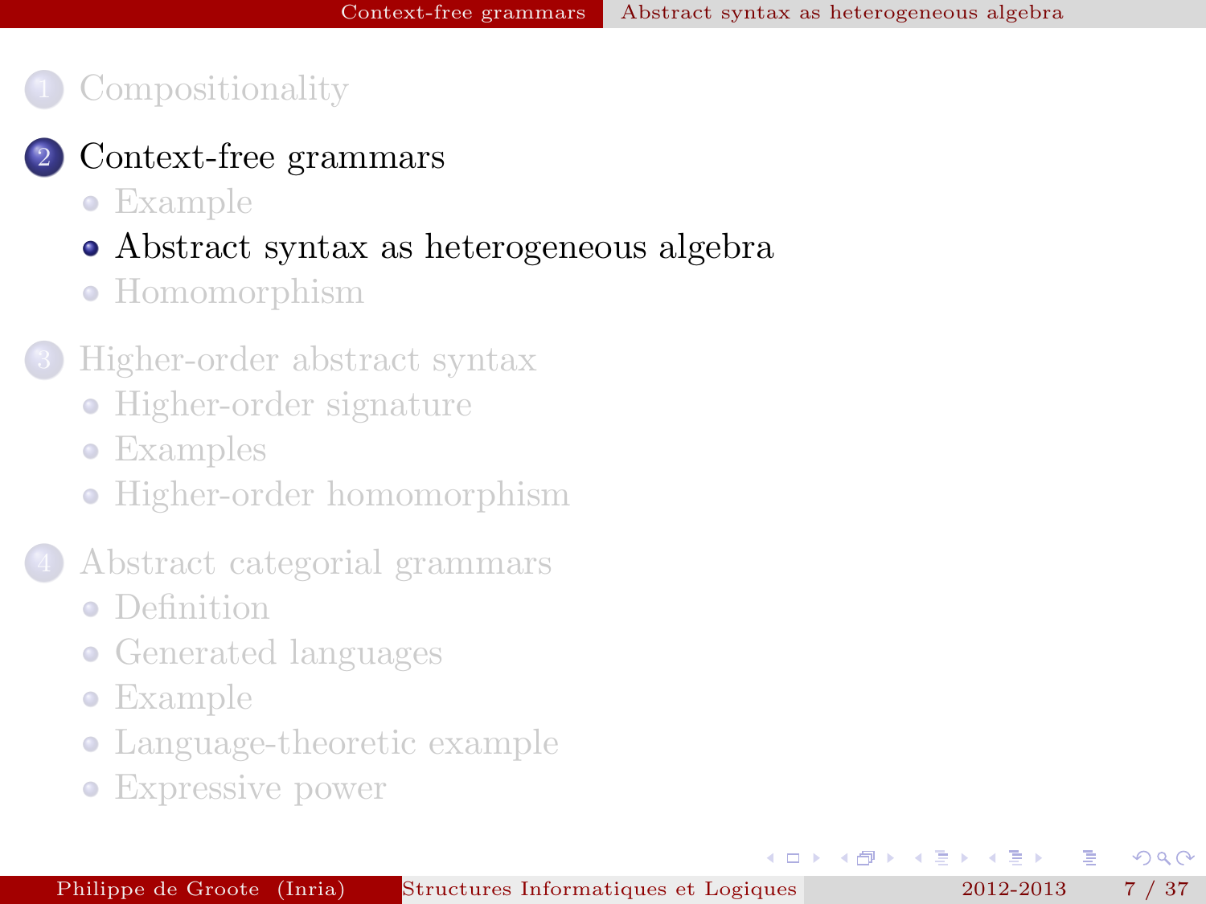1. Compositionality

2. Context-free grammars
   - Example
   - Abstract syntax as heterogeneous algebra
   - Homomorphism

3. Higher-order abstract syntax
   - Higher-order signature
   - Examples
   - Higher-order homomorphism

4. Abstract categorial grammars
   - Definition
   - Generated languages
   - Example
   - Language-theoretic example
   - Expressive power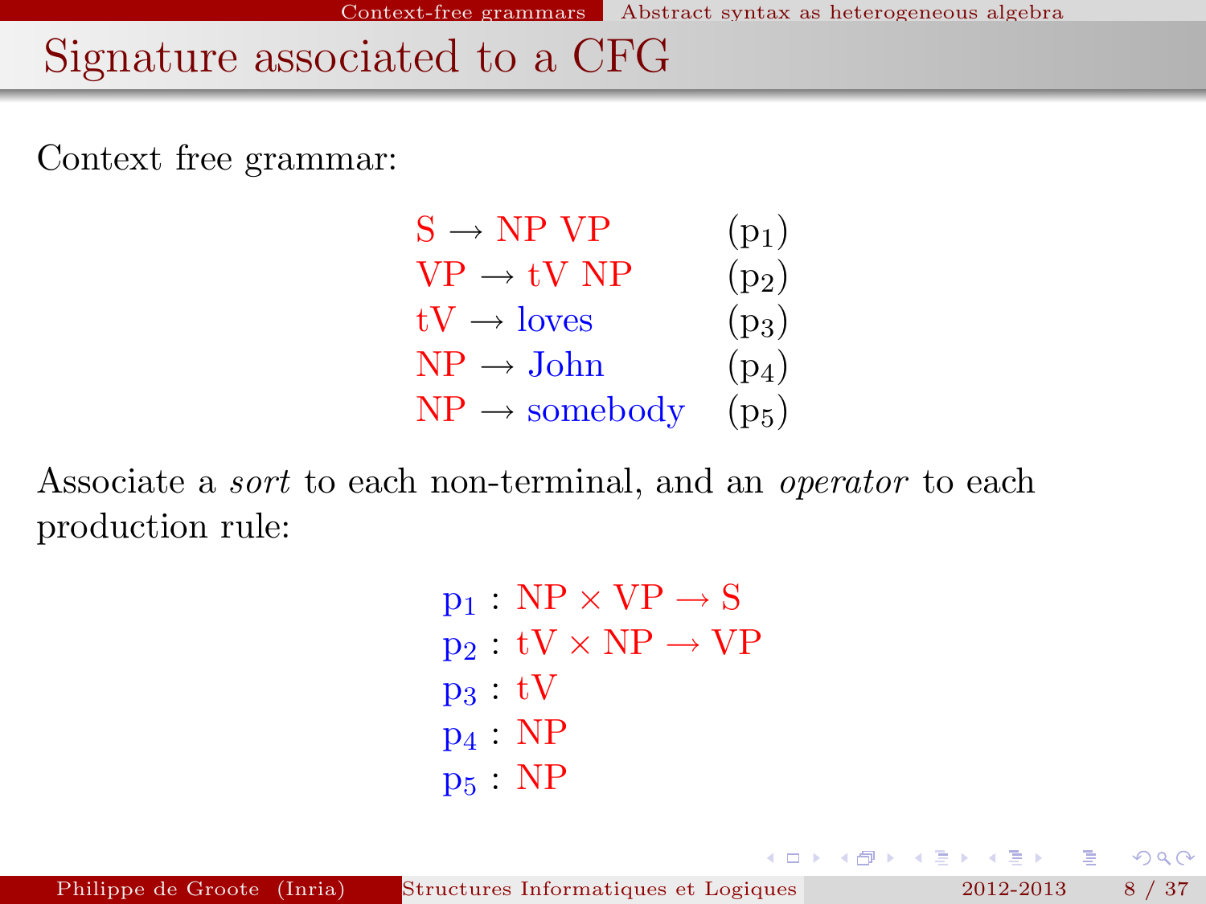# Signature associated to a CFG

Context free grammar:

$$
\begin{array}{ll}
\mathrm{S} \rightarrow \mathrm{NP}\ \mathrm{VP} & (\mathrm{p}_1) \\
\mathrm{VP} \rightarrow \mathrm{tV}\ \mathrm{NP} & (\mathrm{p}_2) \\
\mathrm{tV} \rightarrow \mathrm{loves} & (\mathrm{p}_3) \\
\mathrm{NP} \rightarrow \mathrm{John} & (\mathrm{p}_4) \\
\mathrm{NP} \rightarrow \mathrm{somebody} & (\mathrm{p}_5)
\end{array}
$$

Associate a *sort* to each non-terminal, and an *operator* to each production rule:

$$
\begin{array}{l}
\mathrm{p}_1 : \mathrm{NP} \times \mathrm{VP} \rightarrow \mathrm{S} \\
\mathrm{p}_2 : \mathrm{tV} \times \mathrm{NP} \rightarrow \mathrm{VP} \\
\mathrm{p}_3 : \mathrm{tV} \\
\mathrm{p}_4 : \mathrm{NP} \\
\mathrm{p}_5 : \mathrm{NP}
\end{array}
$$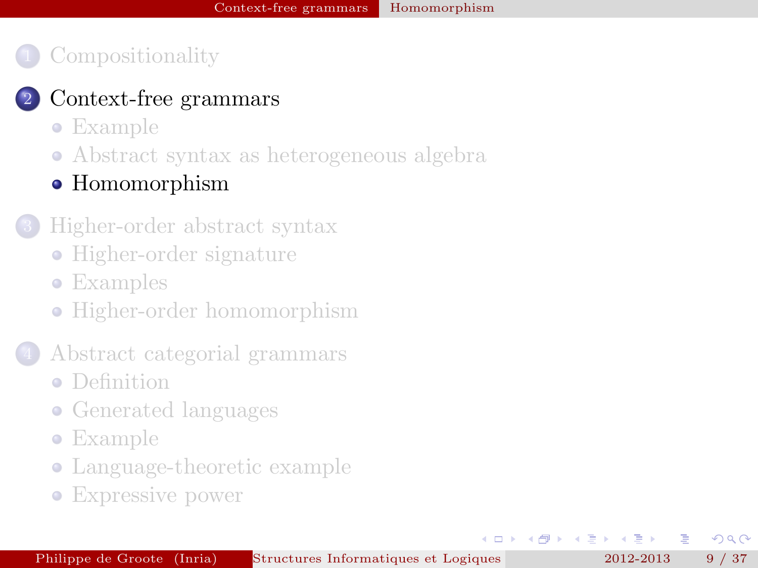1. Compositionality
2. Context-free grammars
   - Example
   - Abstract syntax as heterogeneous algebra
   - Homomorphism
3. Higher-order abstract syntax
   - Higher-order signature
   - Examples
   - Higher-order homomorphism
4. Abstract categorial grammars
   - Definition
   - Generated languages
   - Example
   - Language-theoretic example
   - Expressive power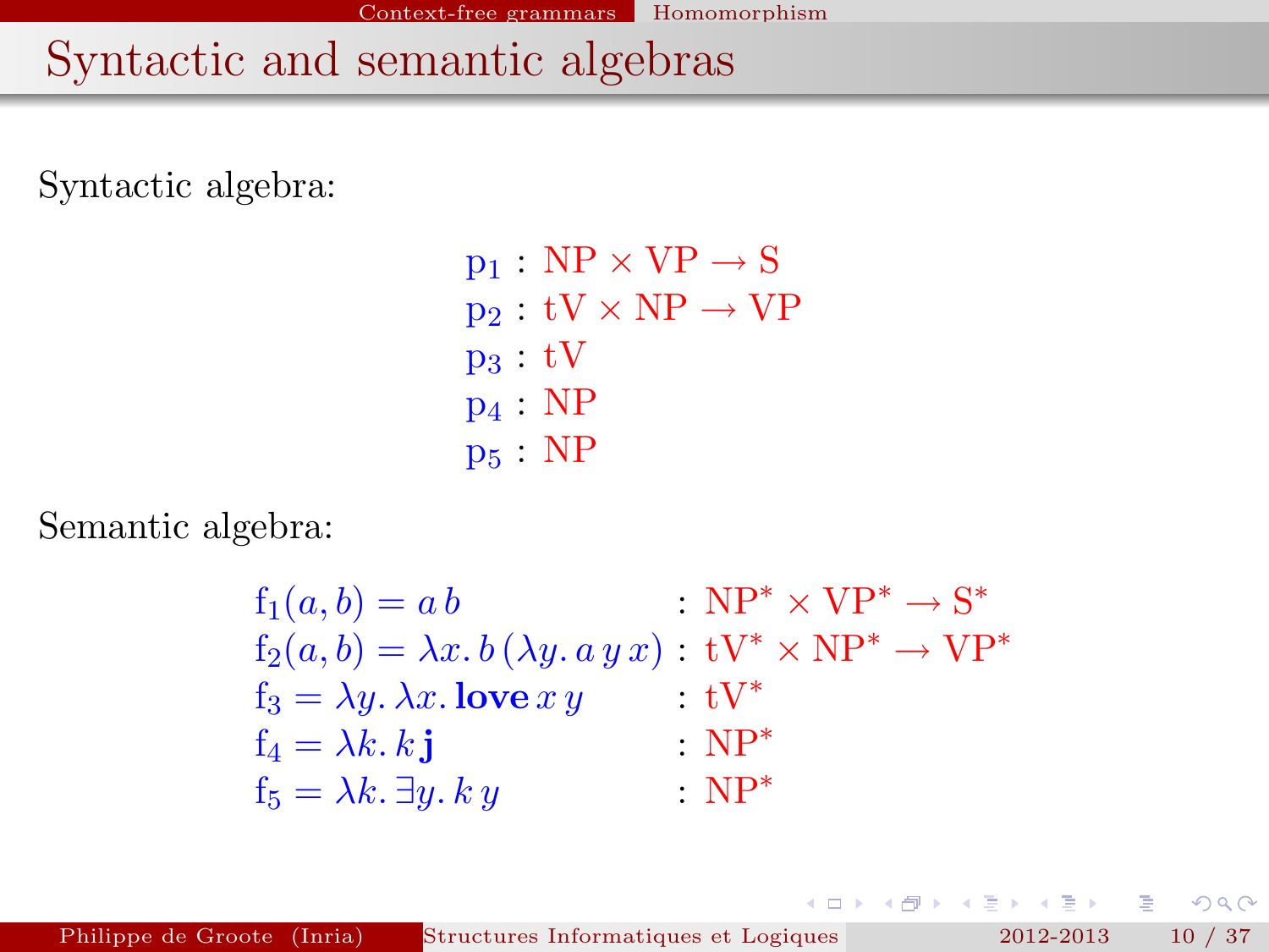# Syntactic and semantic algebras

Syntactic algebra:

$$
\begin{aligned}
\mathrm{p}_1 &: \mathrm{NP} \times \mathrm{VP} \rightarrow \mathrm{S} \\
\mathrm{p}_2 &: \mathrm{tV} \times \mathrm{NP} \rightarrow \mathrm{VP} \\
\mathrm{p}_3 &: \mathrm{tV} \\
\mathrm{p}_4 &: \mathrm{NP} \\
\mathrm{p}_5 &: \mathrm{NP}
\end{aligned}
$$

Semantic algebra:

$$
\begin{aligned}
\mathrm{f}_1(a, b) &= a\, b && : \mathrm{NP}^* \times \mathrm{VP}^* \rightarrow \mathrm{S}^* \\
\mathrm{f}_2(a, b) &= \lambda x.\, b\, (\lambda y.\, a\, y\, x) && : \mathrm{tV}^* \times \mathrm{NP}^* \rightarrow \mathrm{VP}^* \\
\mathrm{f}_3 &= \lambda y.\, \lambda x.\, \mathbf{love}\, x\, y && : \mathrm{tV}^* \\
\mathrm{f}_4 &= \lambda k.\, k\, \mathbf{j} && : \mathrm{NP}^* \\
\mathrm{f}_5 &= \lambda k.\, \exists y.\, k\, y && : \mathrm{NP}^*
\end{aligned}
$$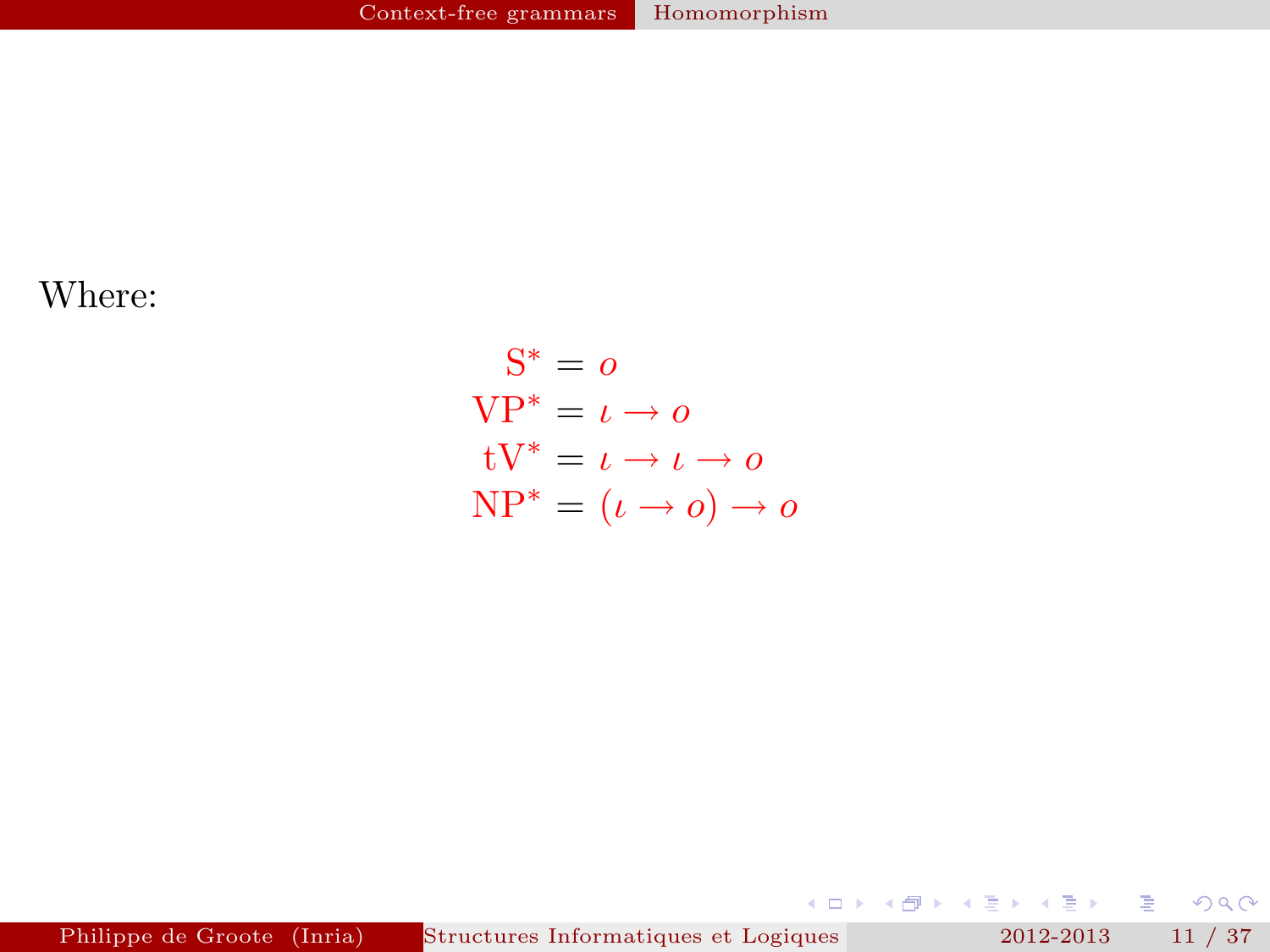Where:

$$
\begin{aligned}
\mathrm{S}^* &= o \\
\mathrm{VP}^* &= \iota \rightarrow o \\
\mathrm{tV}^* &= \iota \rightarrow \iota \rightarrow o \\
\mathrm{NP}^* &= (\iota \rightarrow o) \rightarrow o
\end{aligned}
$$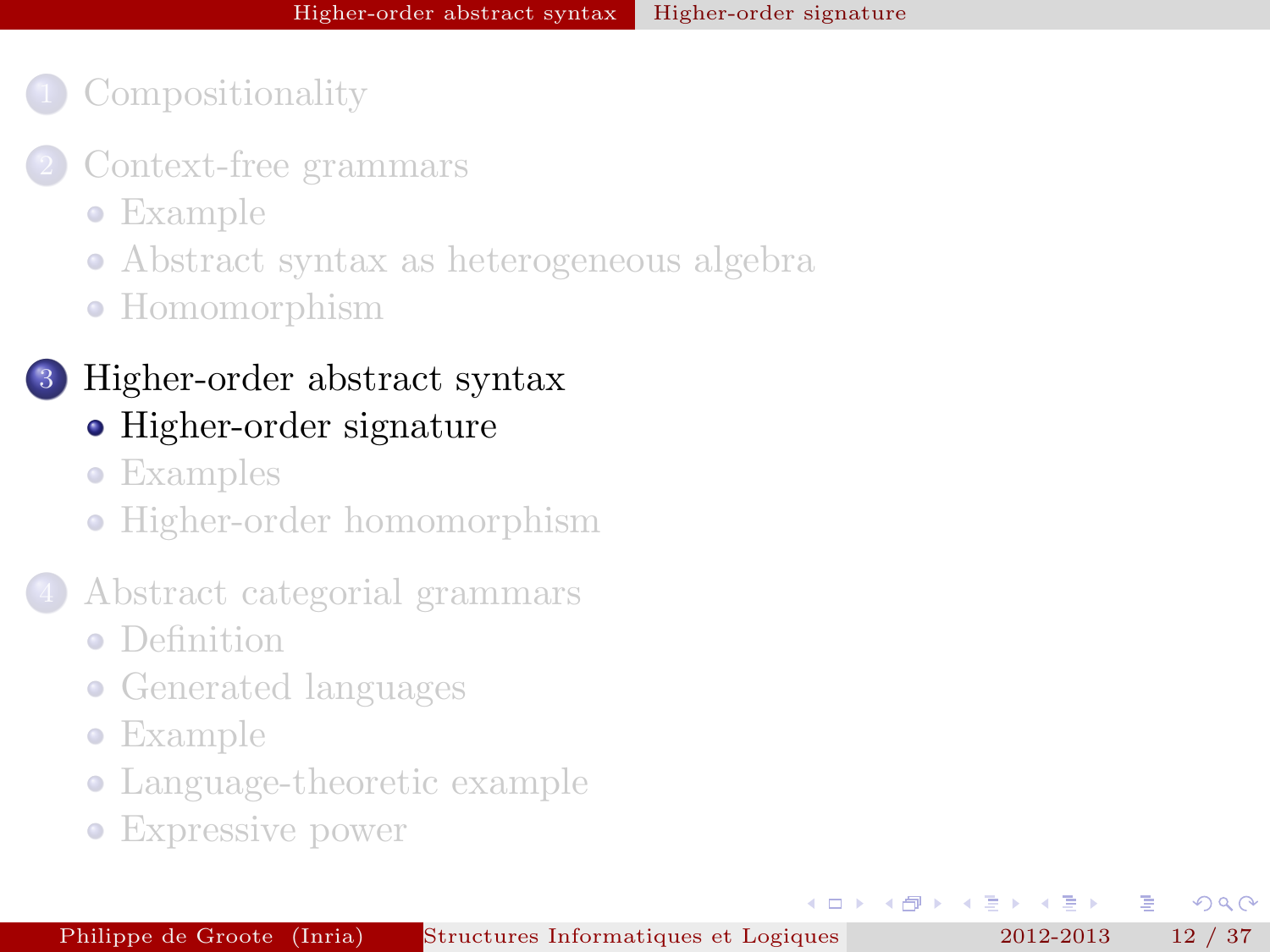1. Compositionality
2. Context-free grammars
   - Example
   - Abstract syntax as heterogeneous algebra
   - Homomorphism
3. Higher-order abstract syntax
   - Higher-order signature
   - Examples
   - Higher-order homomorphism
4. Abstract categorial grammars
   - Definition
   - Generated languages
   - Example
   - Language-theoretic example
   - Expressive power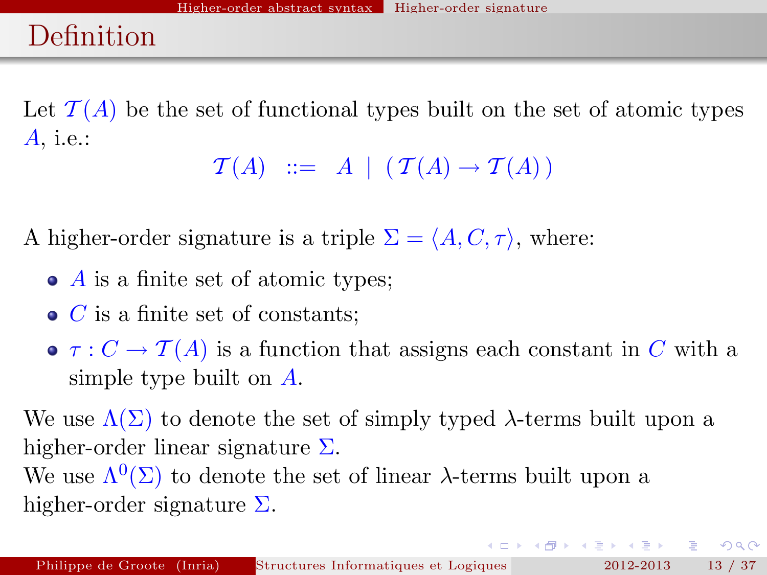# Definition

Let $\mathcal{T}(A)$ be the set of functional types built on the set of atomic types $A$, i.e.:

$$\mathcal{T}(A) \ ::= \ A \ | \ (\mathcal{T}(A) \rightarrow \mathcal{T}(A))$$

A higher-order signature is a triple $\Sigma = \langle A, C, \tau \rangle$, where:

- $A$ is a finite set of atomic types;
- $C$ is a finite set of constants;
- $\tau : C \rightarrow \mathcal{T}(A)$ is a function that assigns each constant in $C$ with a simple type built on $A$.

We use $\Lambda(\Sigma)$ to denote the set of simply typed $\lambda$-terms built upon a higher-order linear signature $\Sigma$.
We use $\Lambda^0(\Sigma)$ to denote the set of linear $\lambda$-terms built upon a higher-order signature $\Sigma$.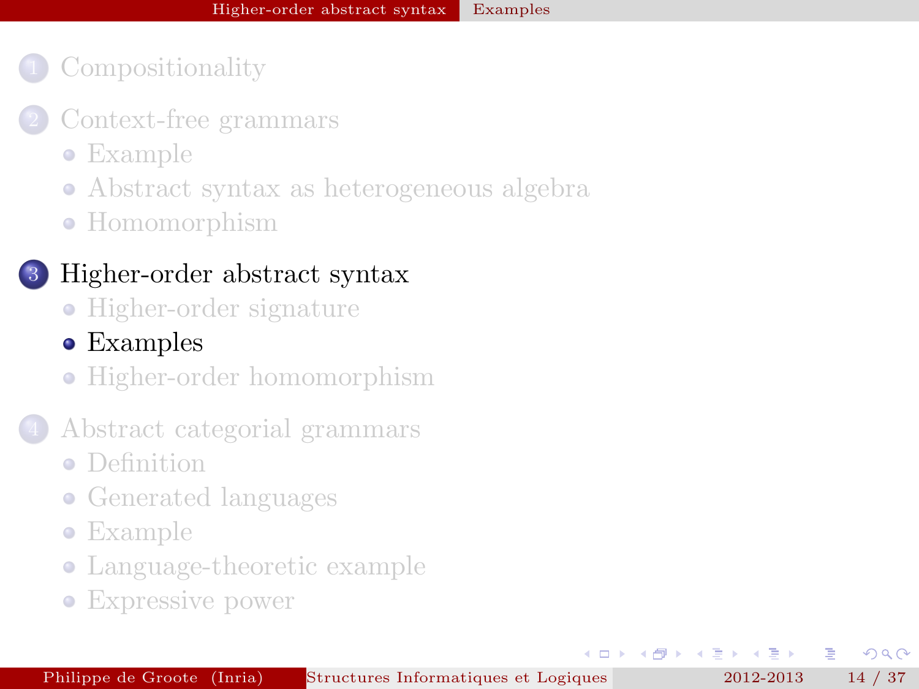1. Compositionality

2. Context-free grammars
   - Example
   - Abstract syntax as heterogeneous algebra
   - Homomorphism

3. Higher-order abstract syntax
   - Higher-order signature
   - Examples
   - Higher-order homomorphism

4. Abstract categorial grammars
   - Definition
   - Generated languages
   - Example
   - Language-theoretic example
   - Expressive power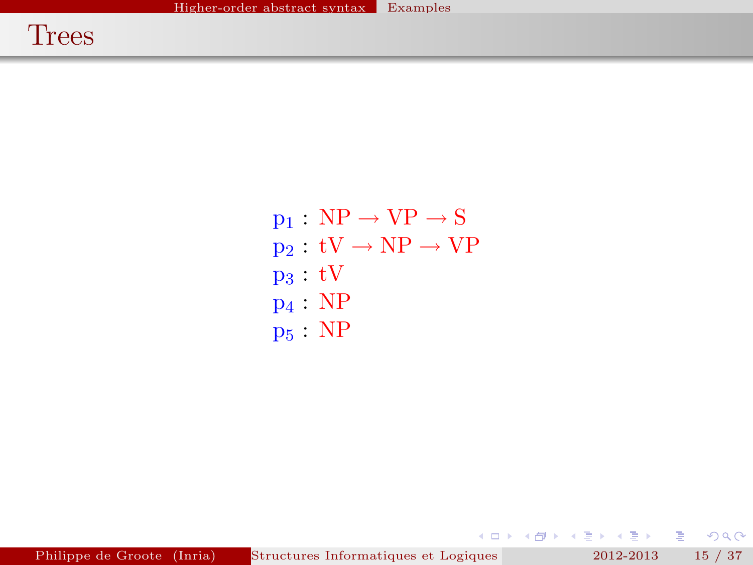# Trees

$$
\begin{aligned}
p_1 &: \mathrm{NP} \rightarrow \mathrm{VP} \rightarrow \mathrm{S} \\
p_2 &: \mathrm{tV} \rightarrow \mathrm{NP} \rightarrow \mathrm{VP} \\
p_3 &: \mathrm{tV} \\
p_4 &: \mathrm{NP} \\
p_5 &: \mathrm{NP}
\end{aligned}
$$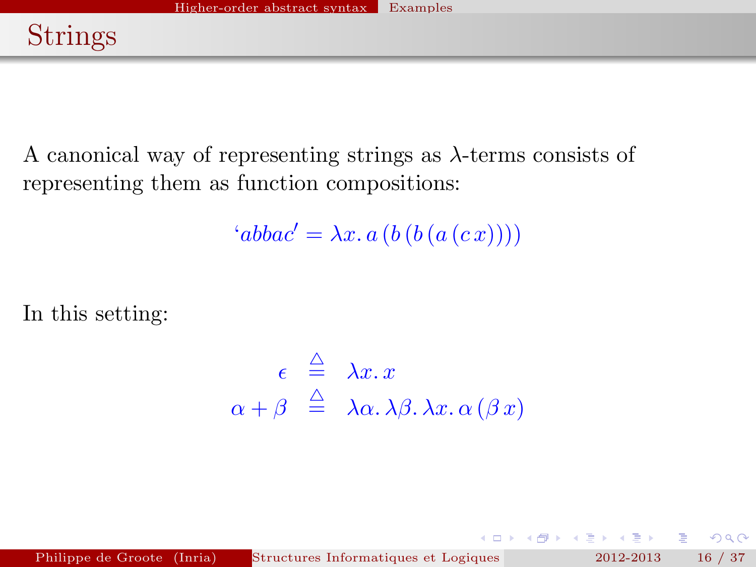# Strings

A canonical way of representing strings as $\lambda$-terms consists of representing them as function compositions:

$$`abbac' = \lambda x.\, a\,(b\,(b\,(a\,(c\,x))))$$

In this setting:

$$
\begin{array}{rcl}
\epsilon & \stackrel{\triangle}{=} & \lambda x.\, x \\
\alpha + \beta & \stackrel{\triangle}{=} & \lambda \alpha.\, \lambda \beta.\, \lambda x.\, \alpha\,(\beta\,x)
\end{array}
$$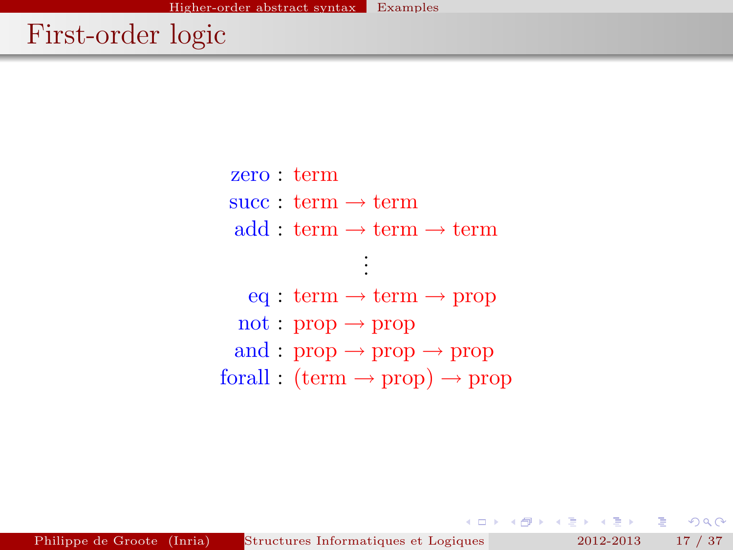# First-order logic

$$
\begin{aligned}
\text{zero} &: \text{term} \\
\text{succ} &: \text{term} \to \text{term} \\
\text{add} &: \text{term} \to \text{term} \to \text{term} \\
&\vdots \\
\text{eq} &: \text{term} \to \text{term} \to \text{prop} \\
\text{not} &: \text{prop} \to \text{prop} \\
\text{and} &: \text{prop} \to \text{prop} \to \text{prop} \\
\text{forall} &: (\text{term} \to \text{prop}) \to \text{prop}
\end{aligned}
$$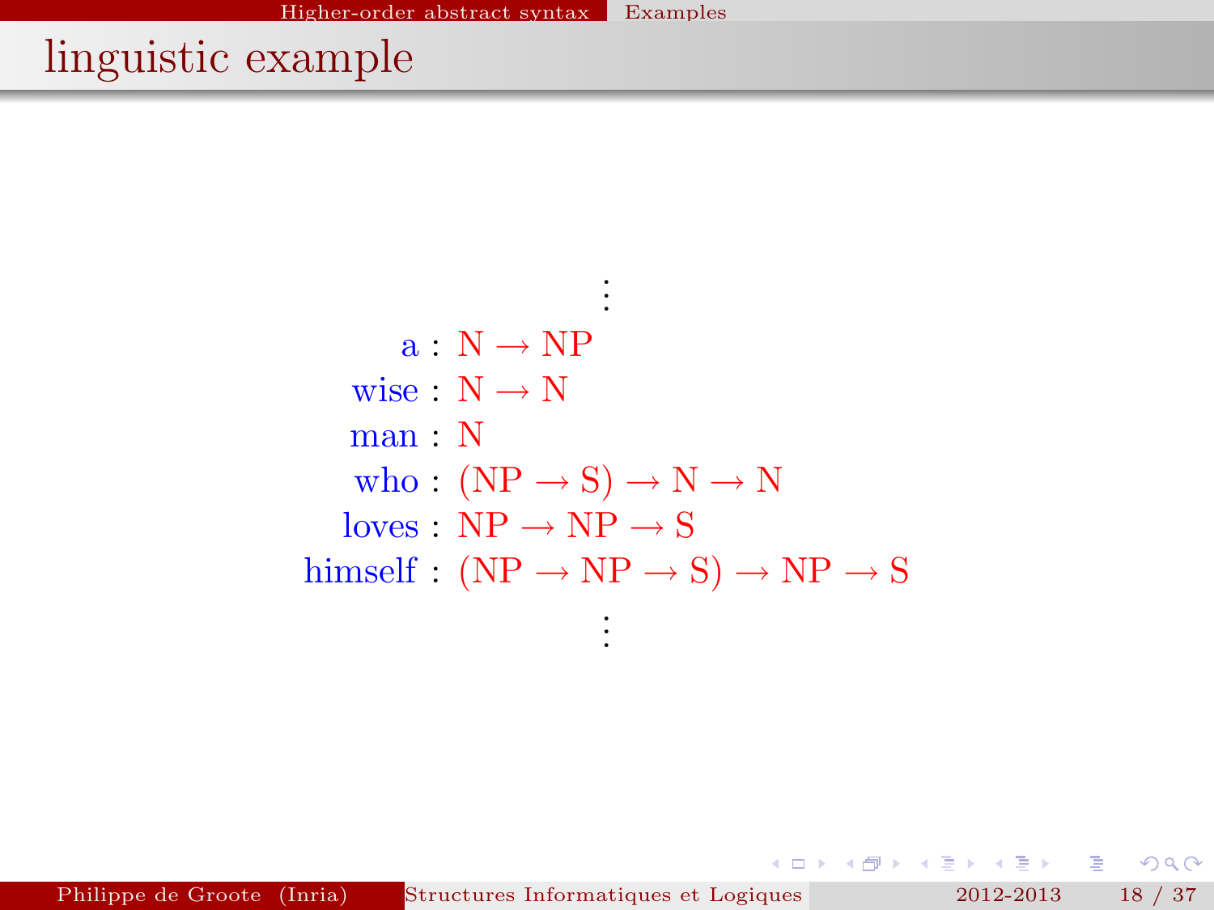# linguistic example

$$\vdots$$

$$
\begin{aligned}
\text{a} &: \text{N} \rightarrow \text{NP} \\
\text{wise} &: \text{N} \rightarrow \text{N} \\
\text{man} &: \text{N} \\
\text{who} &: (\text{NP} \rightarrow \text{S}) \rightarrow \text{N} \rightarrow \text{N} \\
\text{loves} &: \text{NP} \rightarrow \text{NP} \rightarrow \text{S} \\
\text{himself} &: (\text{NP} \rightarrow \text{NP} \rightarrow \text{S}) \rightarrow \text{NP} \rightarrow \text{S}
\end{aligned}
$$

$$\vdots$$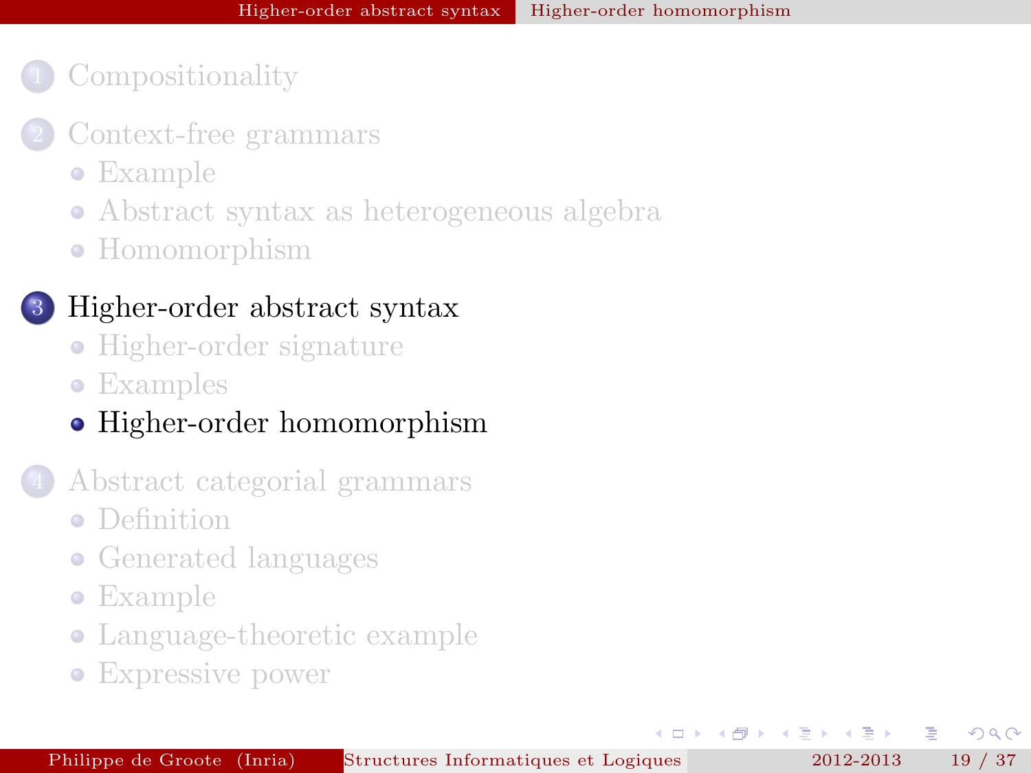1. Compositionality
2. Context-free grammars
   - Example
   - Abstract syntax as heterogeneous algebra
   - Homomorphism
3. **Higher-order abstract syntax**
   - Higher-order signature
   - Examples
   - **Higher-order homomorphism**
4. Abstract categorial grammars
   - Definition
   - Generated languages
   - Example
   - Language-theoretic example
   - Expressive power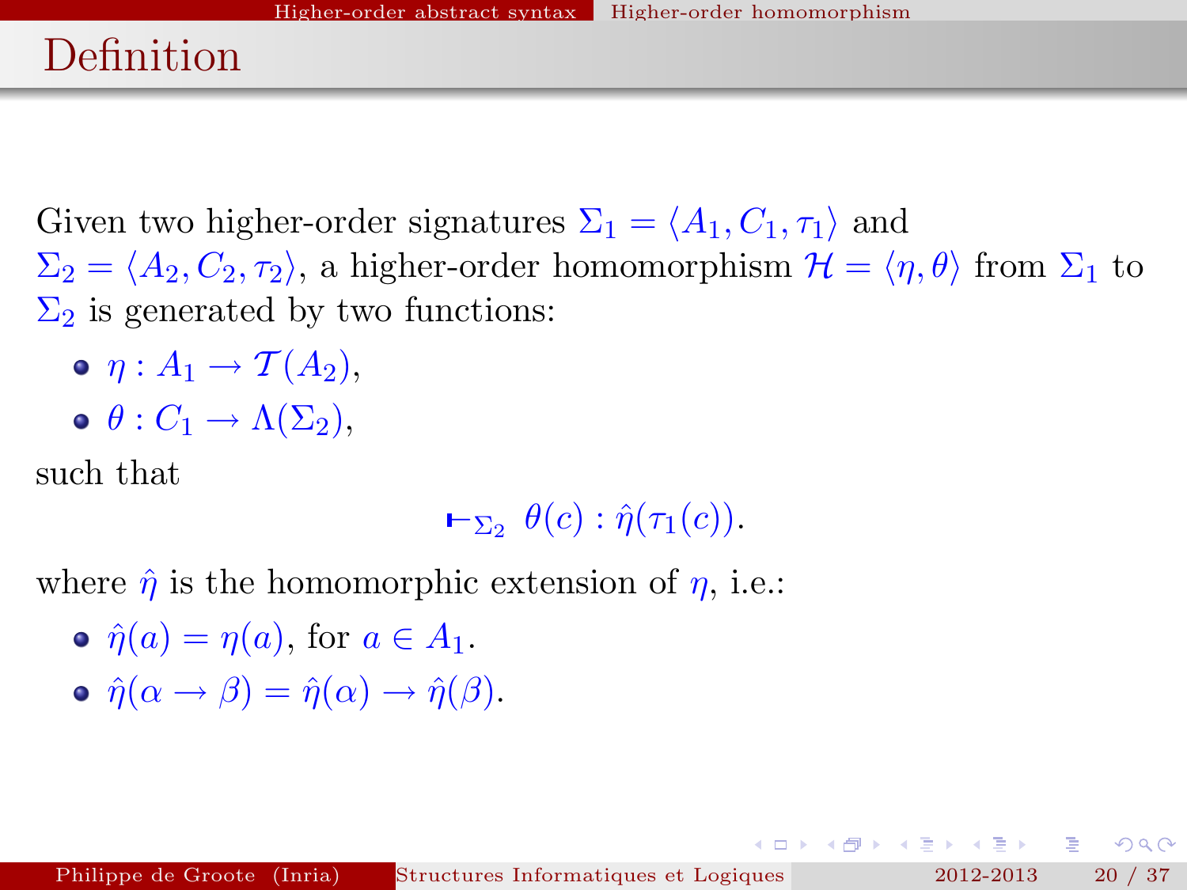# Definition

Given two higher-order signatures $\Sigma_1 = \langle A_1, C_1, \tau_1 \rangle$ and $\Sigma_2 = \langle A_2, C_2, \tau_2 \rangle$, a higher-order homomorphism $\mathcal{H} = \langle \eta, \theta \rangle$ from $\Sigma_1$ to $\Sigma_2$ is generated by two functions:

- $\eta : A_1 \to \mathcal{T}(A_2)$,
- $\theta : C_1 \to \Lambda(\Sigma_2)$,

such that

$$\vdash_{\Sigma_2} \theta(c) : \hat{\eta}(\tau_1(c)).$$

where $\hat{\eta}$ is the homomorphic extension of $\eta$, i.e.:

- $\hat{\eta}(a) = \eta(a)$, for $a \in A_1$.
- $\hat{\eta}(\alpha \to \beta) = \hat{\eta}(\alpha) \to \hat{\eta}(\beta)$.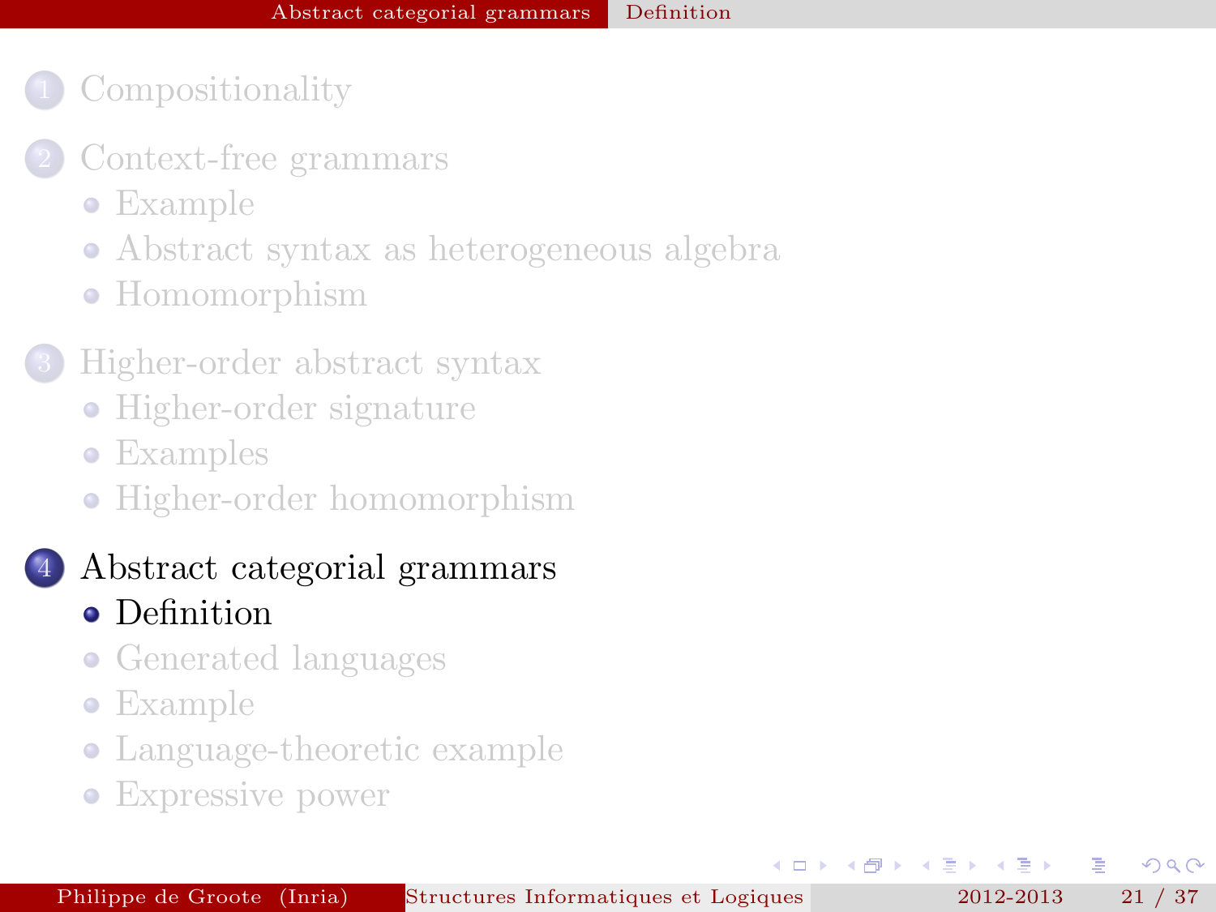1. Compositionality
2. Context-free grammars
   - Example
   - Abstract syntax as heterogeneous algebra
   - Homomorphism
3. Higher-order abstract syntax
   - Higher-order signature
   - Examples
   - Higher-order homomorphism
4. Abstract categorial grammars
   - Definition
   - Generated languages
   - Example
   - Language-theoretic example
   - Expressive power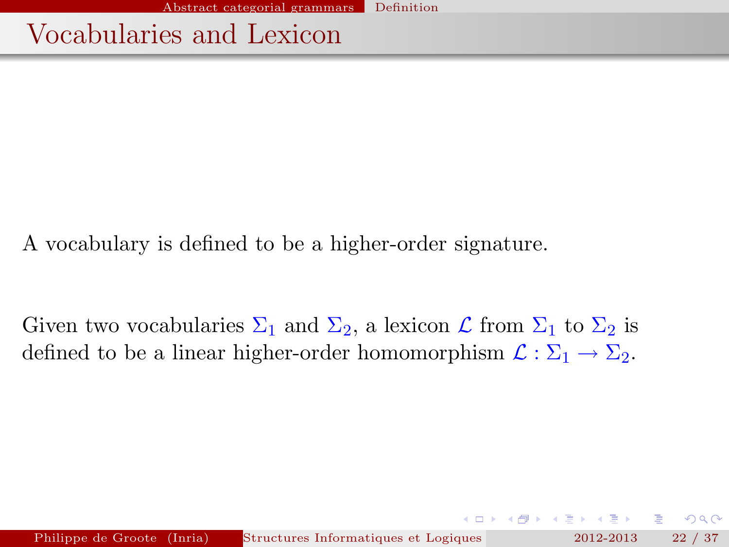# Vocabularies and Lexicon

A vocabulary is defined to be a higher-order signature.

Given two vocabularies $\Sigma_1$ and $\Sigma_2$, a lexicon $\mathcal{L}$ from $\Sigma_1$ to $\Sigma_2$ is defined to be a linear higher-order homomorphism $\mathcal{L} : \Sigma_1 \to \Sigma_2$.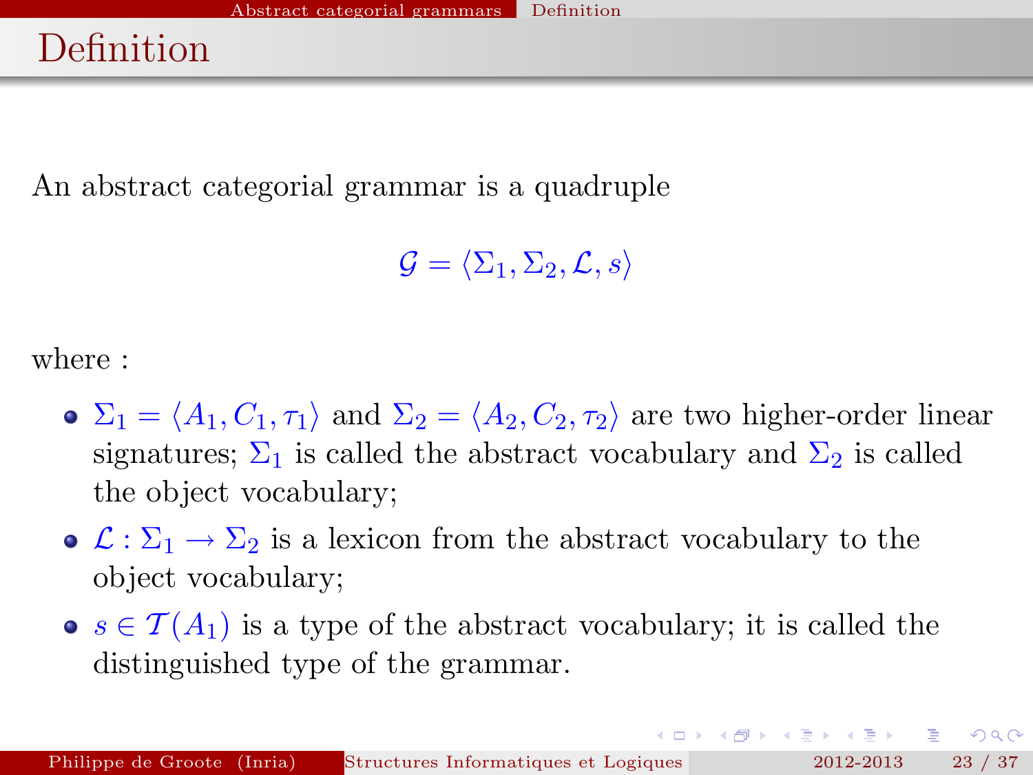# Definition

An abstract categorial grammar is a quadruple

$$\mathcal{G} = \langle \Sigma_1, \Sigma_2, \mathcal{L}, s \rangle$$

where :

- $\Sigma_1 = \langle A_1, C_1, \tau_1 \rangle$ and $\Sigma_2 = \langle A_2, C_2, \tau_2 \rangle$ are two higher-order linear signatures; $\Sigma_1$ is called the abstract vocabulary and $\Sigma_2$ is called the object vocabulary;
- $\mathcal{L} : \Sigma_1 \to \Sigma_2$ is a lexicon from the abstract vocabulary to the object vocabulary;
- $s \in \mathcal{T}(A_1)$ is a type of the abstract vocabulary; it is called the distinguished type of the grammar.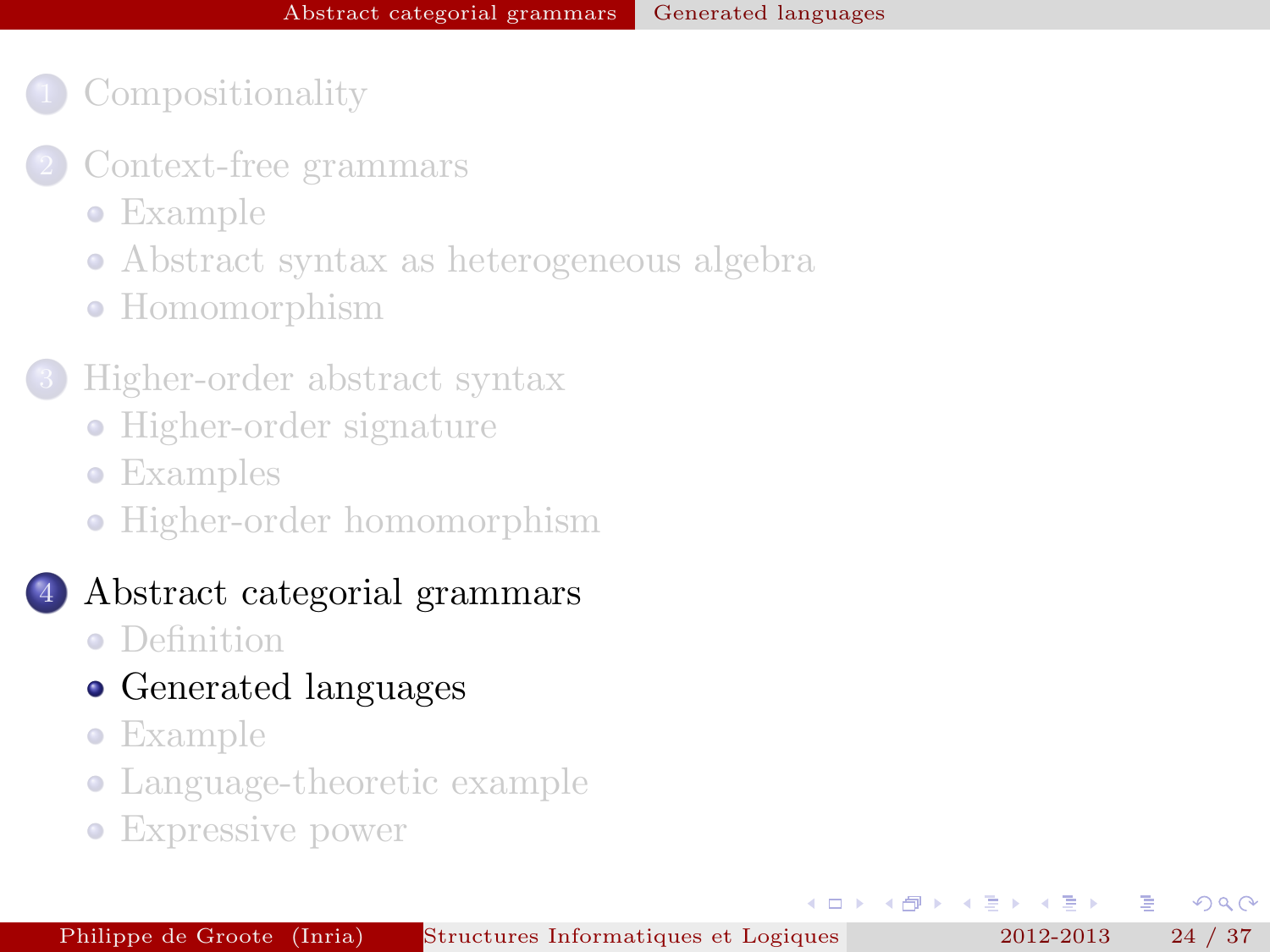1. Compositionality
2. Context-free grammars
   - Example
   - Abstract syntax as heterogeneous algebra
   - Homomorphism
3. Higher-order abstract syntax
   - Higher-order signature
   - Examples
   - Higher-order homomorphism
4. Abstract categorial grammars
   - Definition
   - Generated languages
   - Example
   - Language-theoretic example
   - Expressive power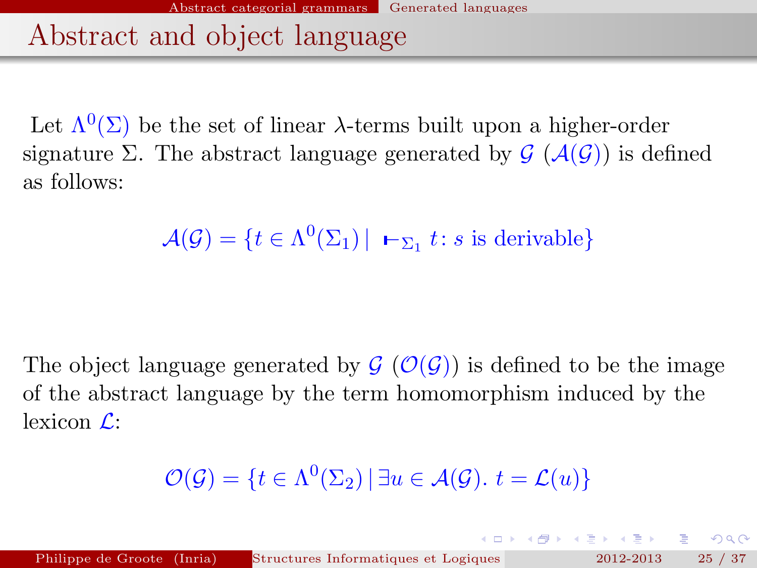# Abstract and object language

Let $\Lambda^0(\Sigma)$ be the set of linear $\lambda$-terms built upon a higher-order signature $\Sigma$. The abstract language generated by $\mathcal{G}$ ($\mathcal{A}(\mathcal{G})$) is defined as follows:

$$\mathcal{A}(\mathcal{G}) = \{t \in \Lambda^0(\Sigma_1) \mid \ \vdash_{\Sigma_1} t : s \text{ is derivable}\}$$

The object language generated by $\mathcal{G}$ ($\mathcal{O}(\mathcal{G})$) is defined to be the image of the abstract language by the term homomorphism induced by the lexicon $\mathcal{L}$:

$$\mathcal{O}(\mathcal{G}) = \{t \in \Lambda^0(\Sigma_2) \mid \exists u \in \mathcal{A}(\mathcal{G}).\ t = \mathcal{L}(u)\}$$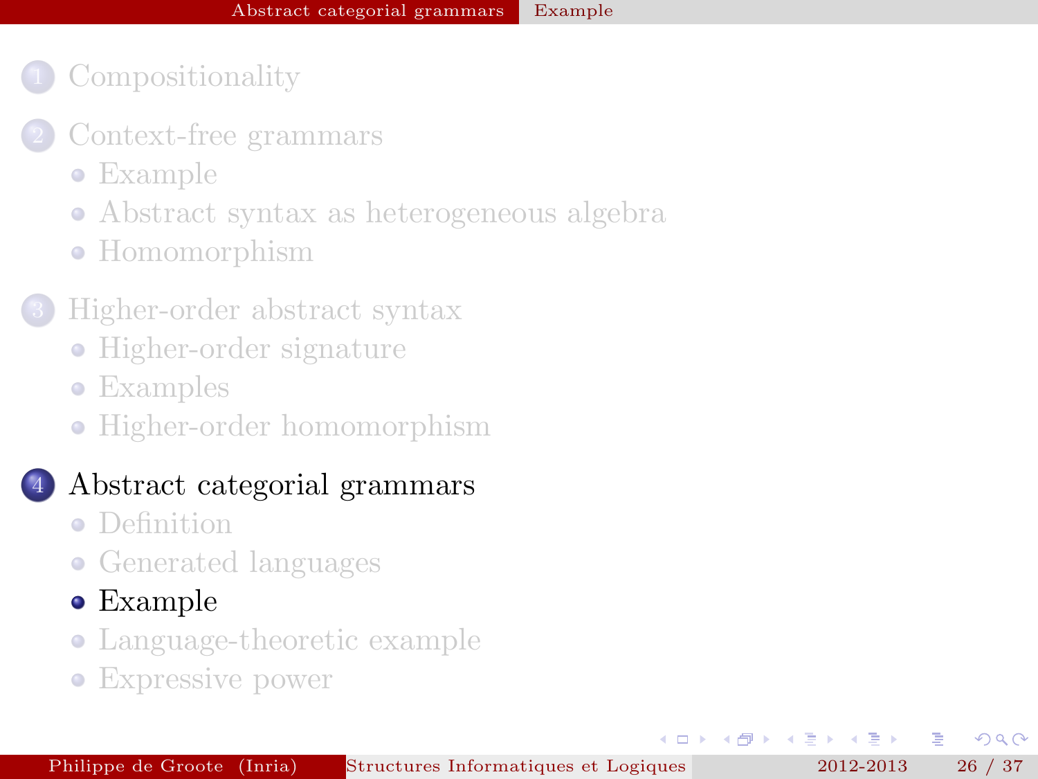1. Compositionality
2. Context-free grammars
   - Example
   - Abstract syntax as heterogeneous algebra
   - Homomorphism
3. Higher-order abstract syntax
   - Higher-order signature
   - Examples
   - Higher-order homomorphism
4. **Abstract categorial grammars**
   - Definition
   - Generated languages
   - **Example**
   - Language-theoretic example
   - Expressive power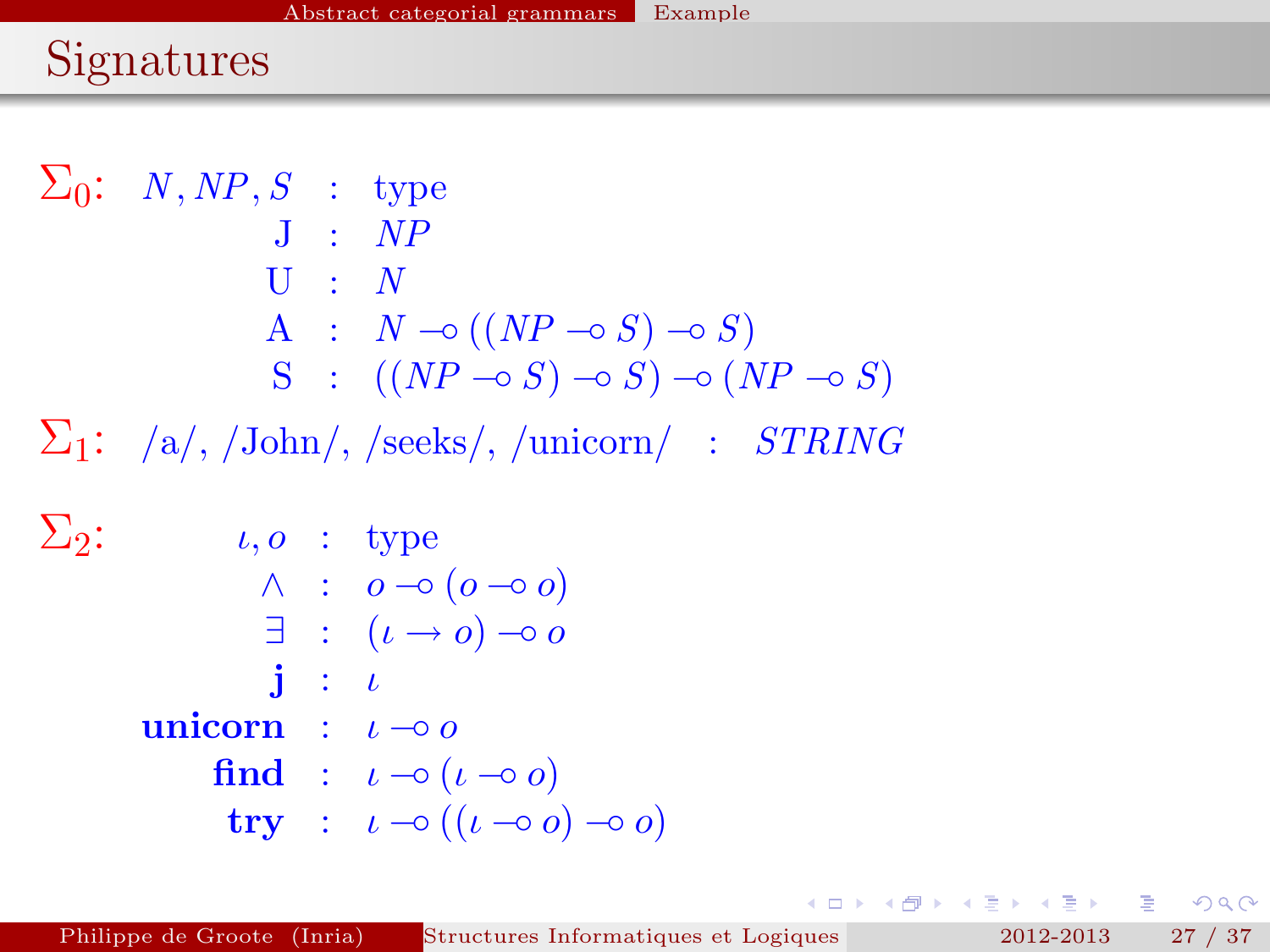# Signatures

$\Sigma_0$:

$$
\begin{array}{rcl}
N, NP, S & : & \text{type} \\
\mathrm{J} & : & NP \\
\mathrm{U} & : & N \\
\mathrm{A} & : & N \multimap ((NP \multimap S) \multimap S) \\
\mathrm{S} & : & ((NP \multimap S) \multimap S) \multimap (NP \multimap S)
\end{array}
$$

$\Sigma_1$: /a/, /John/, /seeks/, /unicorn/ : $STRING$

$\Sigma_2$:

$$
\begin{array}{rcl}
\iota, o & : & \text{type} \\
\wedge & : & o \multimap (o \multimap o) \\
\exists & : & (\iota \rightarrow o) \multimap o \\
\mathbf{j} & : & \iota \\
\mathbf{unicorn} & : & \iota \multimap o \\
\mathbf{find} & : & \iota \multimap (\iota \multimap o) \\
\mathbf{try} & : & \iota \multimap ((\iota \multimap o) \multimap o)
\end{array}
$$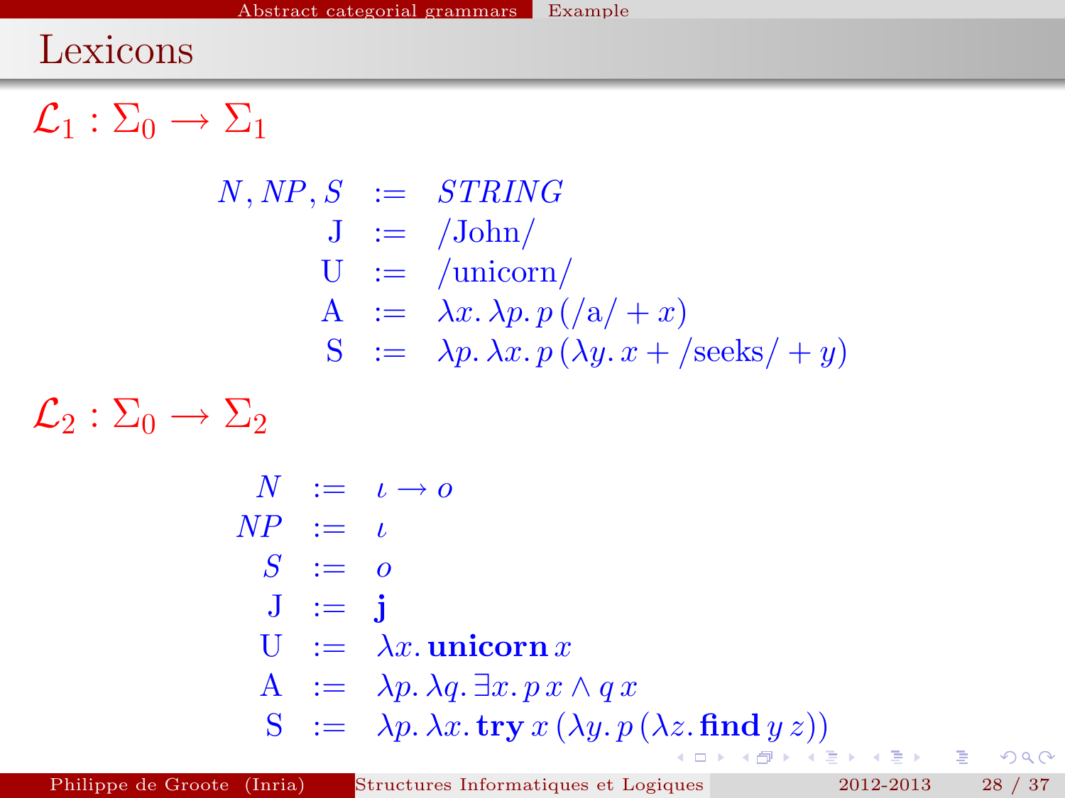# Lexicons

$\mathcal{L}_1 : \Sigma_0 \rightarrow \Sigma_1$

$$
\begin{array}{rcl}
N, NP, S & := & \mathit{STRING} \\
\mathrm{J} & := & /\mathrm{John}/ \\
\mathrm{U} & := & /\mathrm{unicorn}/ \\
\mathrm{A} & := & \lambda x.\, \lambda p.\, p\,(/\mathrm{a}/ + x) \\
\mathrm{S} & := & \lambda p.\, \lambda x.\, p\,(\lambda y.\, x + /\mathrm{seeks}/ + y)
\end{array}
$$

$\mathcal{L}_2 : \Sigma_0 \rightarrow \Sigma_2$

$$
\begin{array}{rcl}
N & := & \iota \rightarrow o \\
NP & := & \iota \\
S & := & o \\
\mathrm{J} & := & \mathbf{j} \\
\mathrm{U} & := & \lambda x.\, \mathbf{unicorn}\, x \\
\mathrm{A} & := & \lambda p.\, \lambda q.\, \exists x.\, p\, x \wedge q\, x \\
\mathrm{S} & := & \lambda p.\, \lambda x.\, \mathbf{try}\, x\, (\lambda y.\, p\, (\lambda z.\, \mathbf{find}\, y\, z))
\end{array}
$$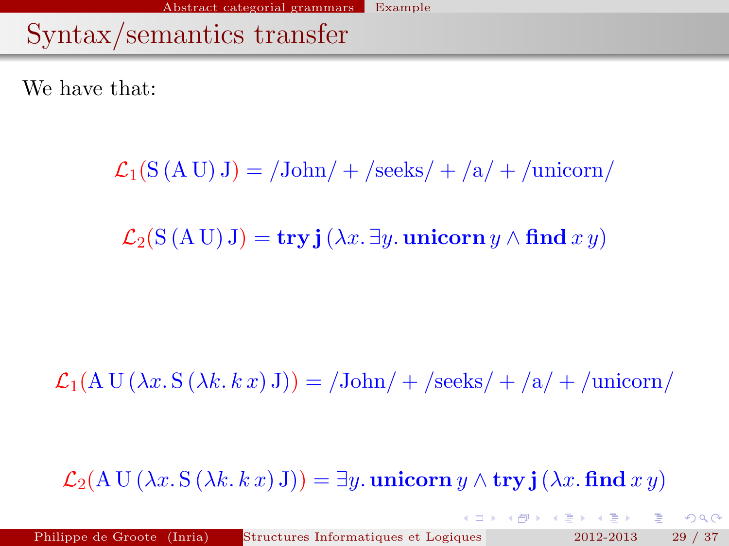# Syntax/semantics transfer

We have that:

$$\mathcal{L}_1(\mathrm{S}\,(\mathrm{A}\,\mathrm{U})\,\mathrm{J}) = /\mathrm{John}/ + /\mathrm{seeks}/ + /\mathrm{a}/ + /\mathrm{unicorn}/$$

$$\mathcal{L}_2(\mathrm{S}\,(\mathrm{A}\,\mathrm{U})\,\mathrm{J}) = \mathbf{try}\,\mathbf{j}\,(\lambda x.\,\exists y.\,\mathbf{unicorn}\,y \wedge \mathbf{find}\,x\,y)$$

$$\mathcal{L}_1(\mathrm{A}\,\mathrm{U}\,(\lambda x.\,\mathrm{S}\,(\lambda k.\,k\,x)\,\mathrm{J})) = /\mathrm{John}/ + /\mathrm{seeks}/ + /\mathrm{a}/ + /\mathrm{unicorn}/$$

$$\mathcal{L}_2(\mathrm{A}\,\mathrm{U}\,(\lambda x.\,\mathrm{S}\,(\lambda k.\,k\,x)\,\mathrm{J})) = \exists y.\,\mathbf{unicorn}\,y \wedge \mathbf{try}\,\mathbf{j}\,(\lambda x.\,\mathbf{find}\,x\,y)$$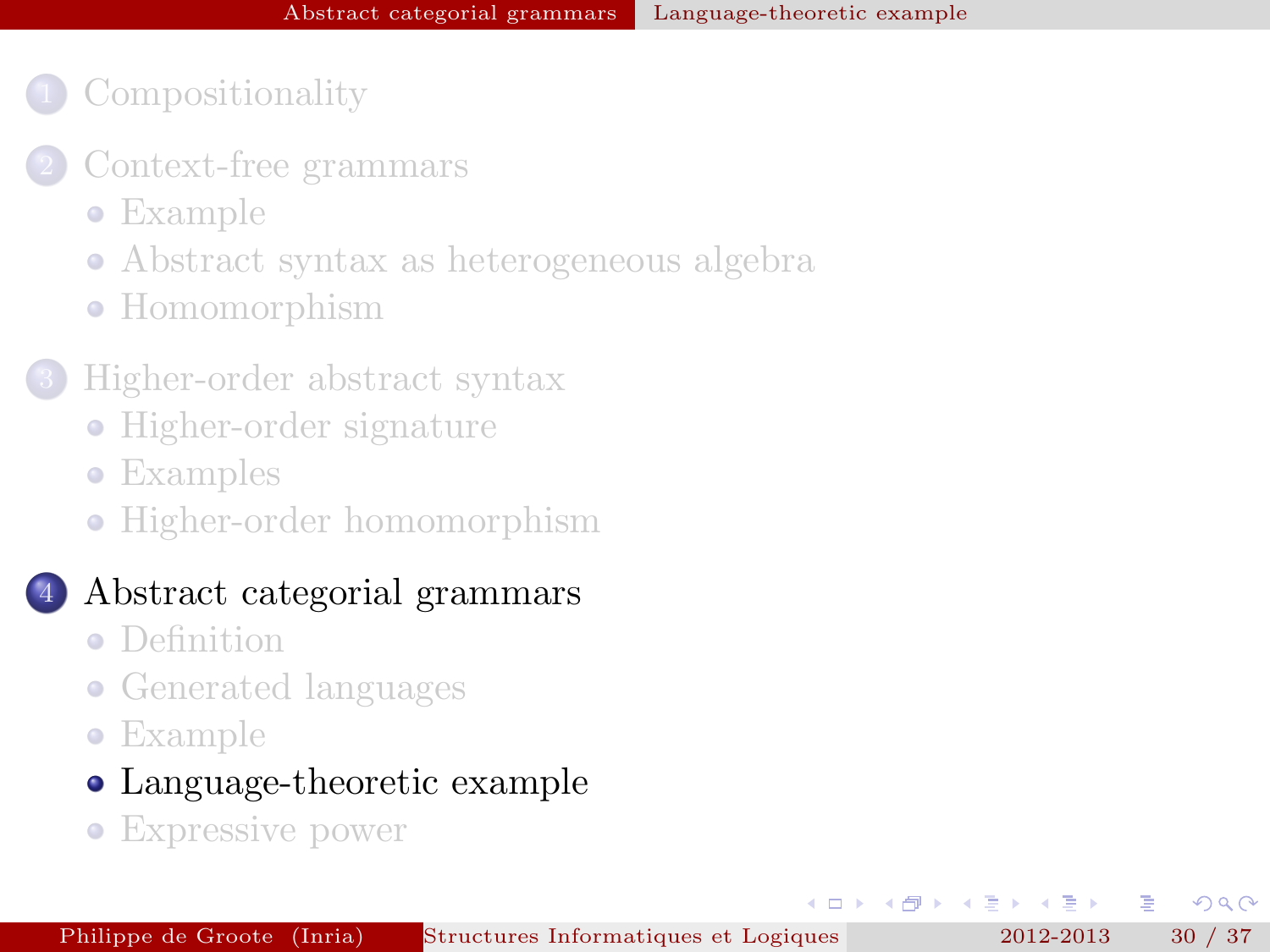1. Compositionality

2. Context-free grammars
   - Example
   - Abstract syntax as heterogeneous algebra
   - Homomorphism

3. Higher-order abstract syntax
   - Higher-order signature
   - Examples
   - Higher-order homomorphism

4. **Abstract categorial grammars**
   - Definition
   - Generated languages
   - Example
   - **Language-theoretic example**
   - Expressive power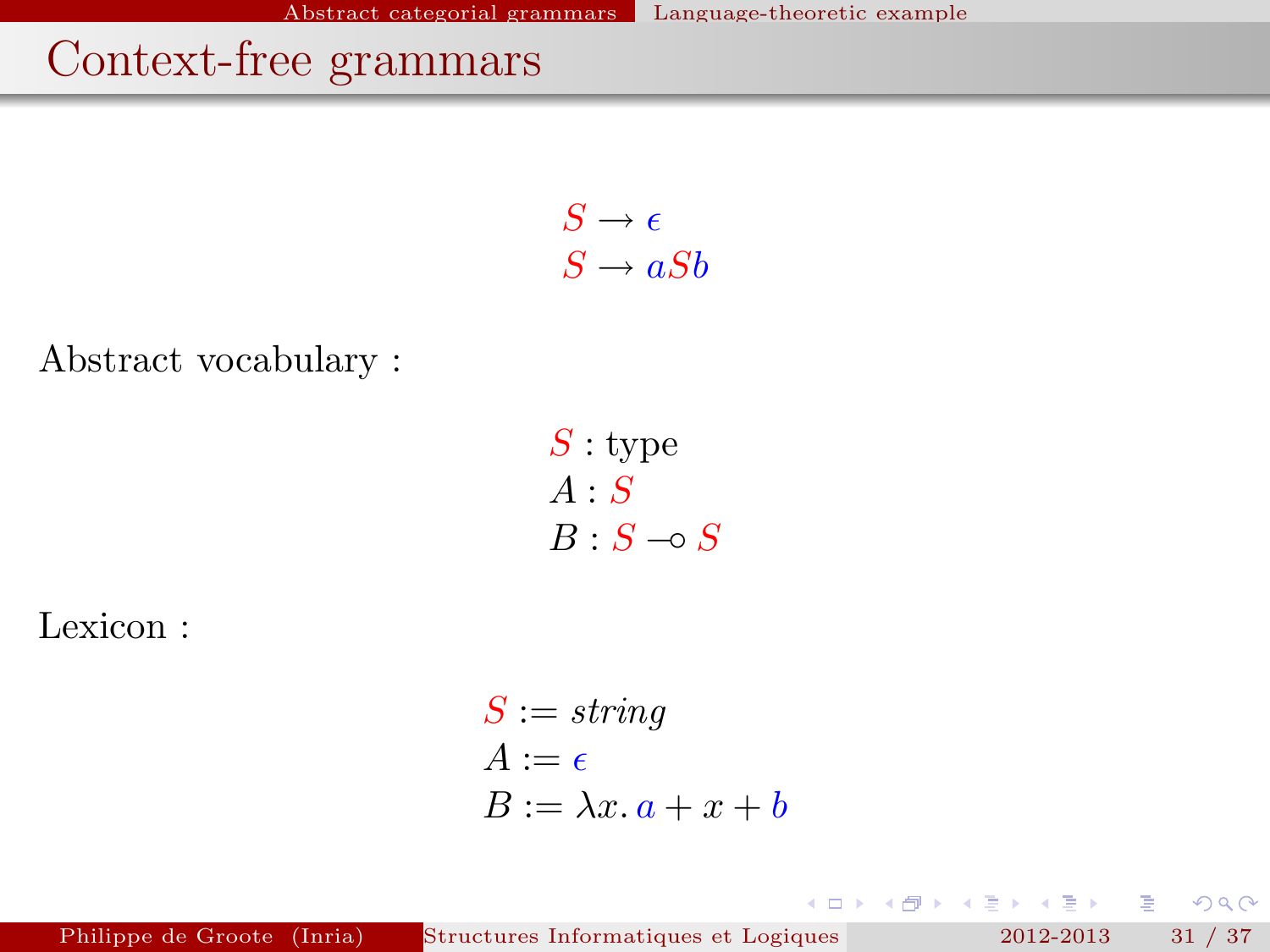# Context-free grammars

$$S \rightarrow \epsilon$$
$$S \rightarrow aSb$$

Abstract vocabulary :

$$S : \text{type}$$
$$A : S$$
$$B : S \multimap S$$

Lexicon :

$$S := \mathit{string}$$
$$A := \epsilon$$
$$B := \lambda x.\, a + x + b$$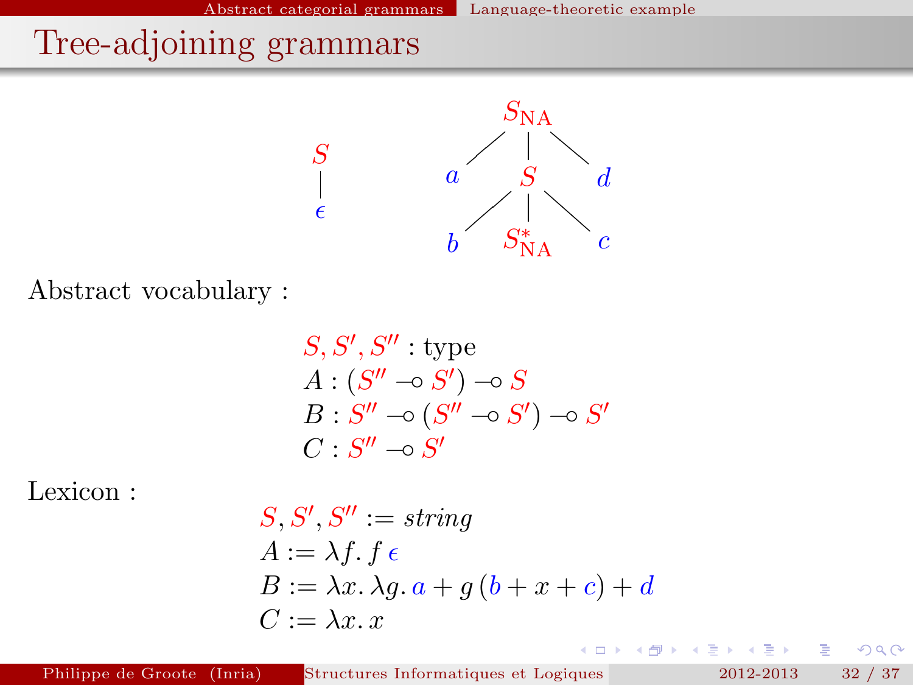# Tree-adjoining grammars

Abstract vocabulary :

$$
\begin{aligned}
&S, S', S'' : \text{type} \\
&A : (S'' \multimap S') \multimap S \\
&B : S'' \multimap (S'' \multimap S') \multimap S' \\
&C : S'' \multimap S'
\end{aligned}
$$

Lexicon :

$$
\begin{aligned}
&S, S', S'' := \mathit{string} \\
&A := \lambda f.\, f\, \epsilon \\
&B := \lambda x.\, \lambda g.\, a + g\,(b + x + c) + d \\
&C := \lambda x.\, x
\end{aligned}
$$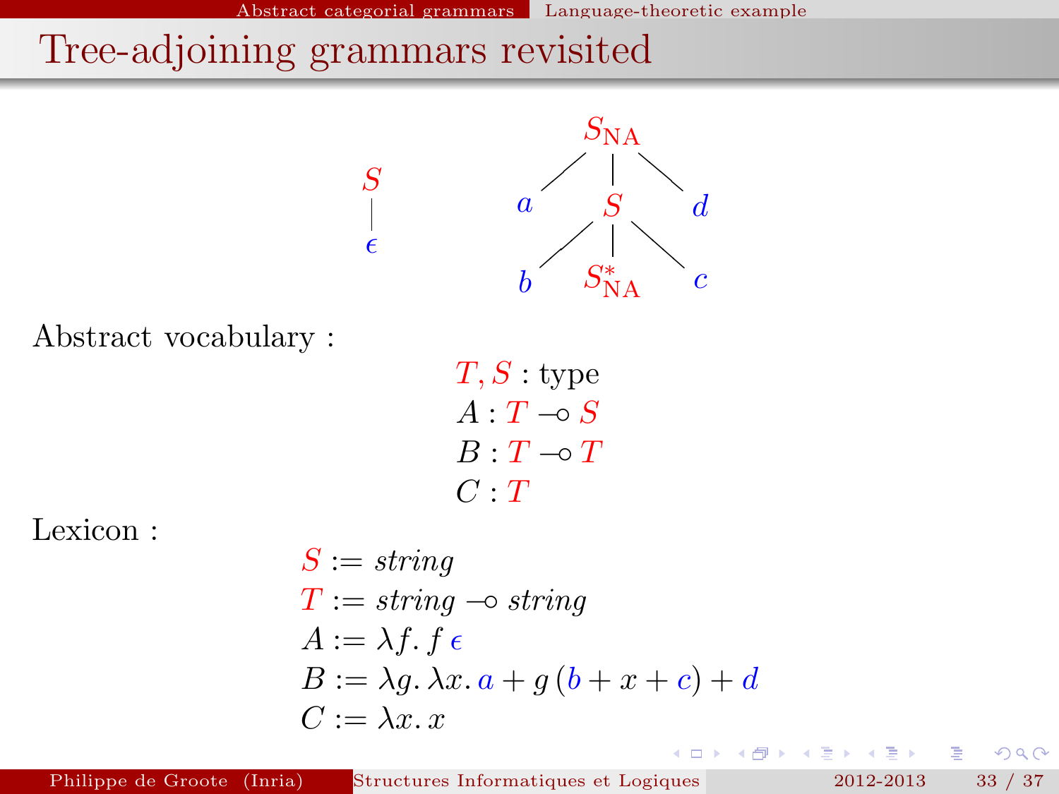# Tree-adjoining grammars revisited

Abstract vocabulary :

$$
\begin{aligned}
&T, S : \text{type} \\
&A : T \multimap S \\
&B : T \multimap T \\
&C : T
\end{aligned}
$$

Lexicon :

$$
\begin{aligned}
&S := \mathit{string} \\
&T := \mathit{string} \multimap \mathit{string} \\
&A := \lambda f.\, f\, \epsilon \\
&B := \lambda g.\, \lambda x.\, a + g\,(b + x + c) + d \\
&C := \lambda x.\, x
\end{aligned}
$$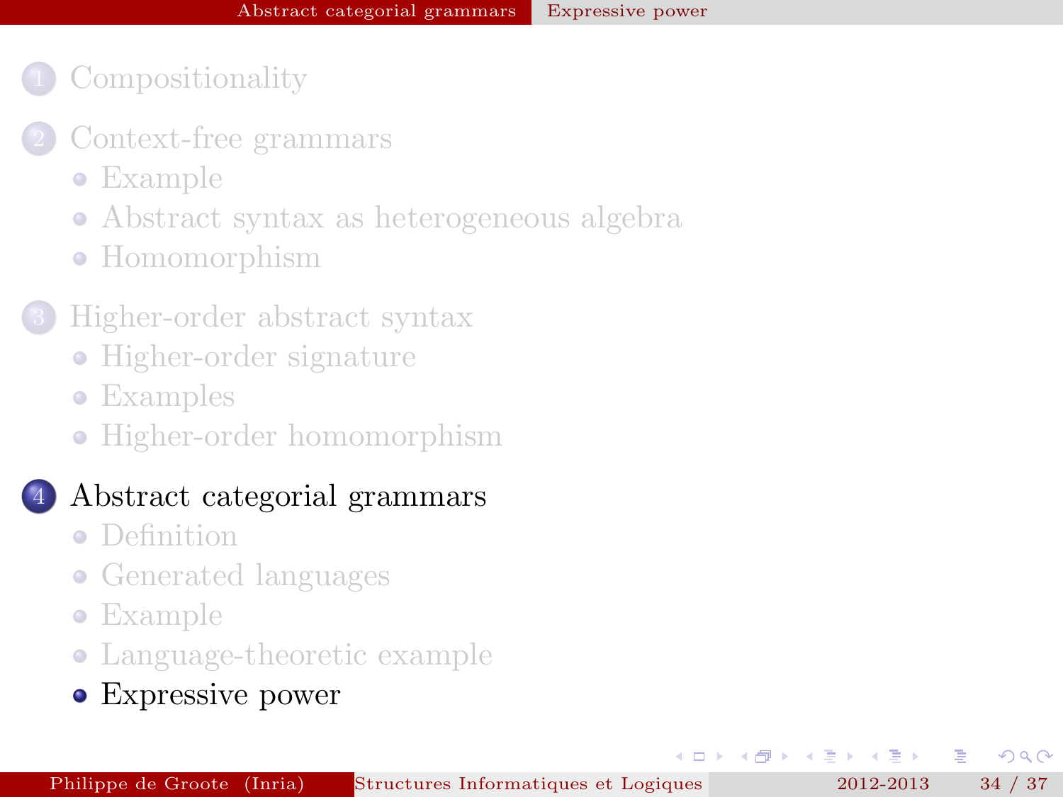1. Compositionality
2. Context-free grammars
   - Example
   - Abstract syntax as heterogeneous algebra
   - Homomorphism
3. Higher-order abstract syntax
   - Higher-order signature
   - Examples
   - Higher-order homomorphism
4. Abstract categorial grammars
   - Definition
   - Generated languages
   - Example
   - Language-theoretic example
   - Expressive power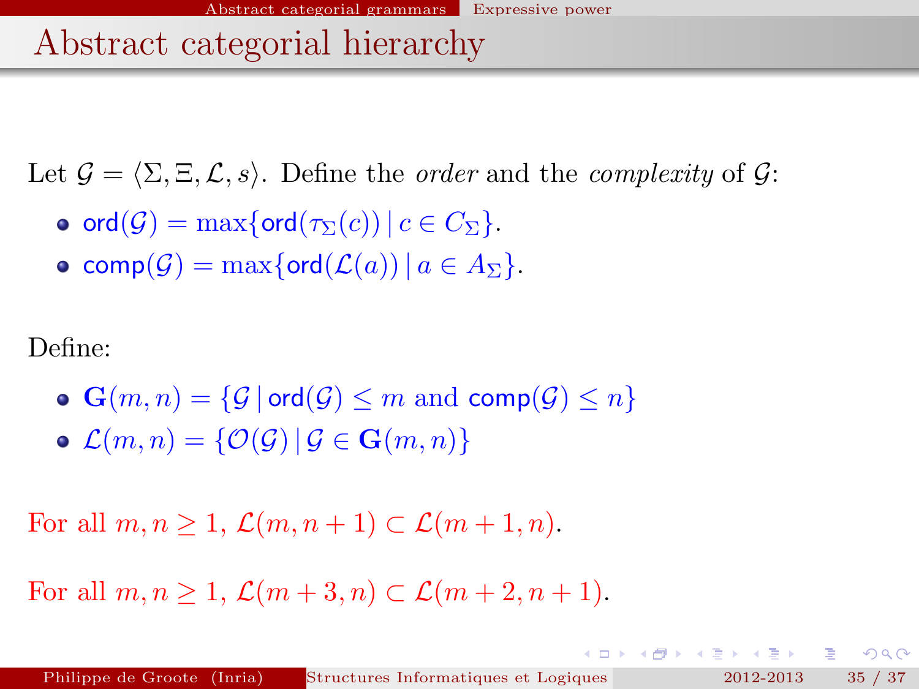# Abstract categorial hierarchy

Let $\mathcal{G} = \langle \Sigma, \Xi, \mathcal{L}, s \rangle$. Define the *order* and the *complexity* of $\mathcal{G}$:

- $\mathsf{ord}(\mathcal{G}) = \max\{\mathsf{ord}(\tau_\Sigma(c)) \,|\, c \in C_\Sigma\}$.
- $\mathsf{comp}(\mathcal{G}) = \max\{\mathsf{ord}(\mathcal{L}(a)) \,|\, a \in A_\Sigma\}$.

Define:

- $\mathbf{G}(m, n) = \{\mathcal{G} \,|\, \mathsf{ord}(\mathcal{G}) \leq m \text{ and } \mathsf{comp}(\mathcal{G}) \leq n\}$
- $\mathcal{L}(m, n) = \{\mathcal{O}(\mathcal{G}) \,|\, \mathcal{G} \in \mathbf{G}(m, n)\}$

For all $m, n \geq 1$, $\mathcal{L}(m, n+1) \subset \mathcal{L}(m+1, n)$.

For all $m, n \geq 1$, $\mathcal{L}(m+3, n) \subset \mathcal{L}(m+2, n+1)$.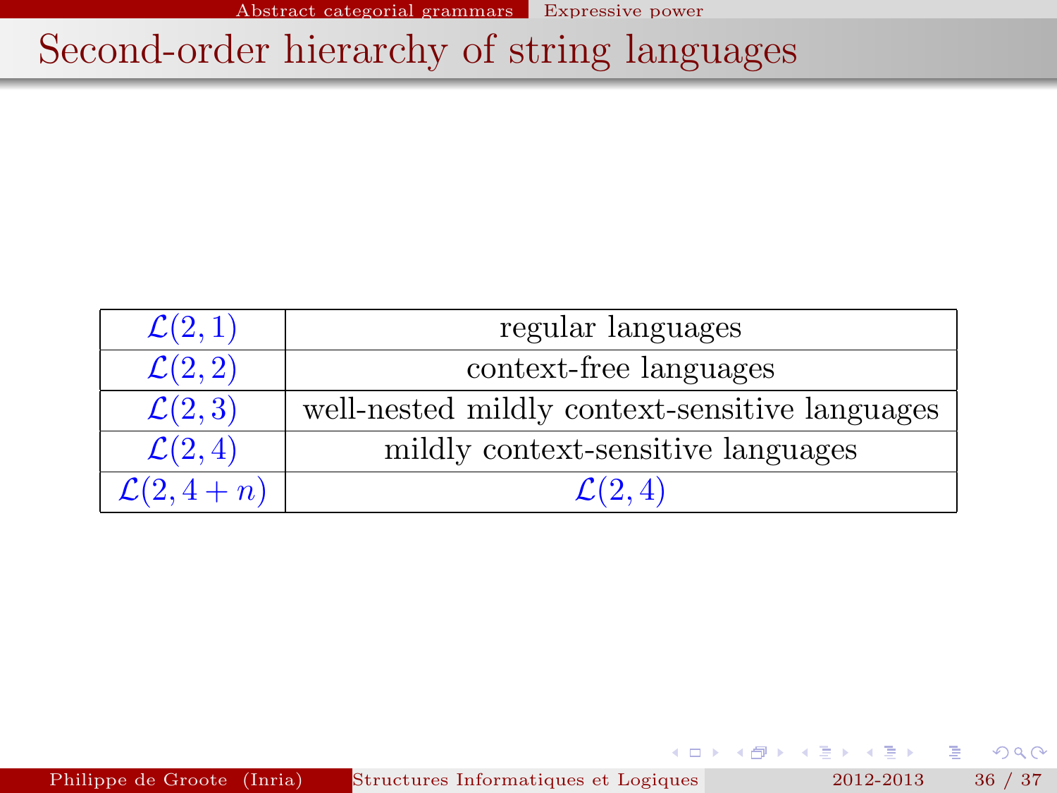# Second-order hierarchy of string languages

| | |
|---|---|
| $\mathcal{L}(2,1)$ | regular languages |
| $\mathcal{L}(2,2)$ | context-free languages |
| $\mathcal{L}(2,3)$ | well-nested mildly context-sensitive languages |
| $\mathcal{L}(2,4)$ | mildly context-sensitive languages |
| $\mathcal{L}(2,4+n)$ | $\mathcal{L}(2,4)$ |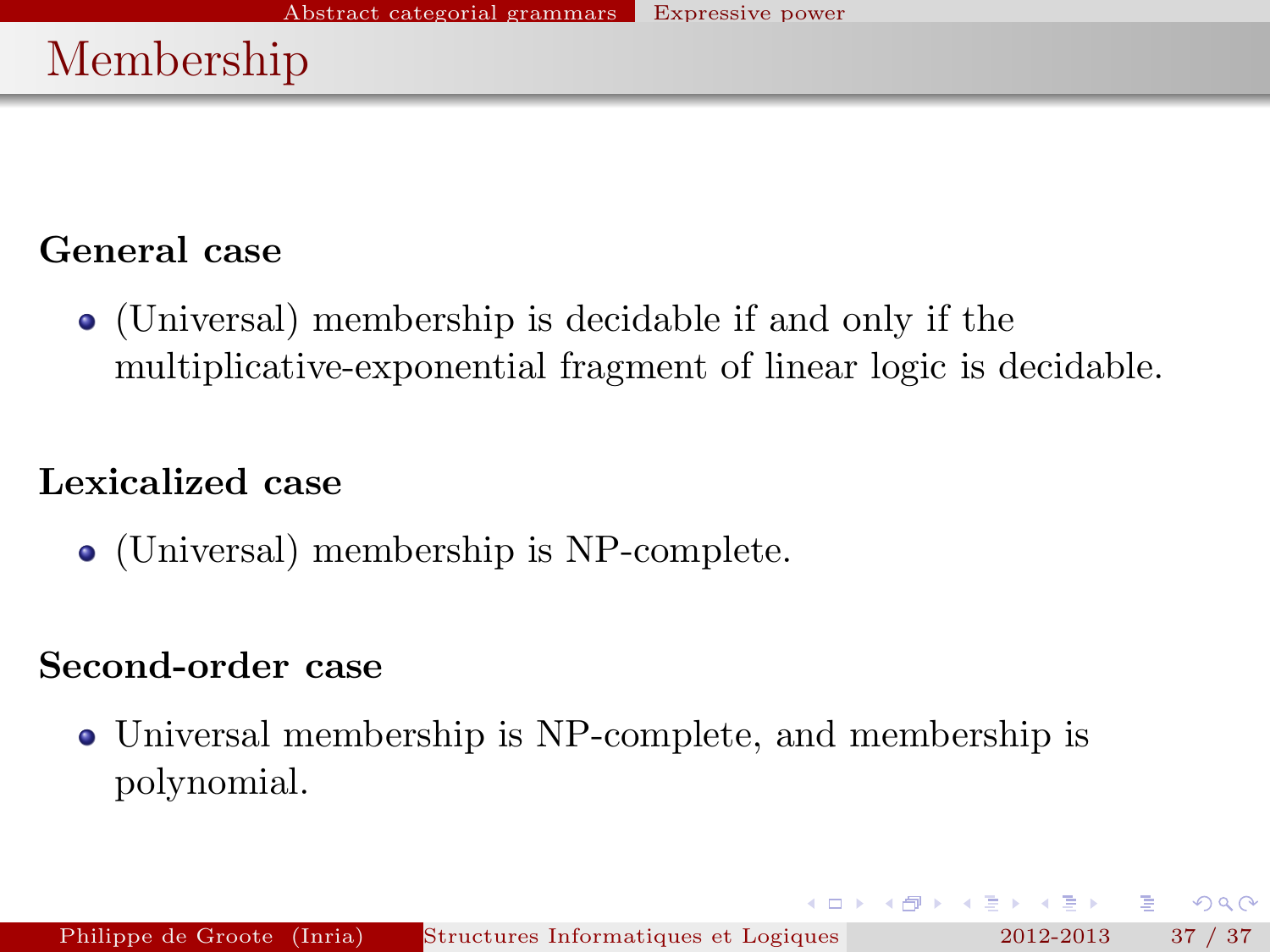# Membership

### General case

- (Universal) membership is decidable if and only if the multiplicative-exponential fragment of linear logic is decidable.

### Lexicalized case

- (Universal) membership is NP-complete.

### Second-order case

- Universal membership is NP-complete, and membership is polynomial.